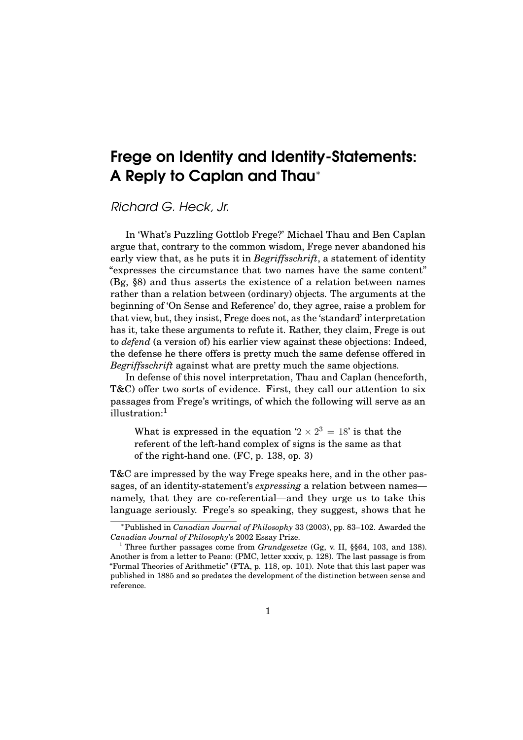# Frege on Identity and Identity-Statements: A Reply to Caplan and Thau*

*Richard G. Heck, Jr.*

In 'What's Puzzling Gottlob Frege?' Michael Thau and Ben Caplan argue that, contrary to the common wisdom, Frege never abandoned his early view that, as he puts it in *Begriffsschrift*, a statement of identity "expresses the circumstance that two names have the same content" (Bg, §8) and thus asserts the existence of a relation between names rather than a relation between (ordinary) objects. The arguments at the beginning of 'On Sense and Reference' do, they agree, raise a problem for that view, but, they insist, Frege does not, as the 'standard' interpretation has it, take these arguments to refute it. Rather, they claim, Frege is out to *defend* (a version of) his earlier view against these objections: Indeed, the defense he there offers is pretty much the same defense offered in *Begriffsschrift* against what are pretty much the same objections.

In defense of this novel interpretation, Thau and Caplan (henceforth, T&C) offer two sorts of evidence. First, they call our attention to six passages from Frege's writings, of which the following will serve as an illustration:[1]

> What is expressed in the equation '$2 \times 2^3 = 18$' is that the referent of the left-hand complex of signs is the same as that of the right-hand one. (FC, p. 138, op. 3)

T&C are impressed by the way Frege speaks here, and in the other passages, of an identity-statement's *expressing* a relation between names—namely, that they are co-referential—and they urge us to take this language seriously. Frege's so speaking, they suggest, shows that he

---

*Published in *Canadian Journal of Philosophy* 33 (2003), pp. 83–102. Awarded the *Canadian Journal of Philosophy*'s 2002 Essay Prize.

[1] Three further passages come from *Grundgesetze* (Gg, v. II, §§64, 103, and 138). Another is from a letter to Peano: (PMC, letter xxxiv, p. 128). The last passage is from "Formal Theories of Arithmetic" (FTA, p. 118, op. 101). Note that this last paper was published in 1885 and so predates the development of the distinction between sense and reference.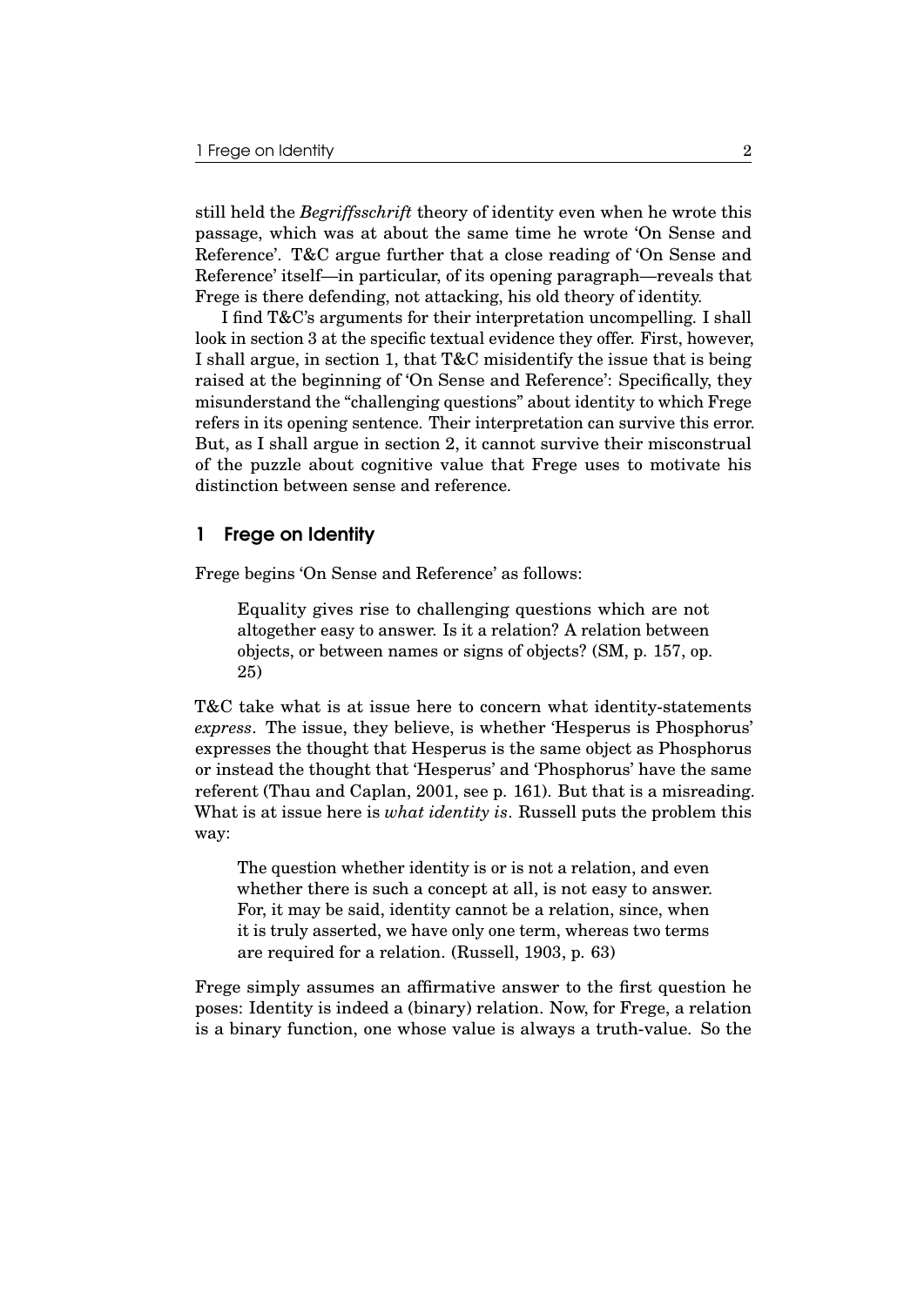still held the *Begriffsschrift* theory of identity even when he wrote this passage, which was at about the same time he wrote 'On Sense and Reference'. T&C argue further that a close reading of 'On Sense and Reference' itself—in particular, of its opening paragraph—reveals that Frege is there defending, not attacking, his old theory of identity.

I find T&C's arguments for their interpretation uncompelling. I shall look in section 3 at the specific textual evidence they offer. First, however, I shall argue, in section 1, that T&C misidentify the issue that is being raised at the beginning of 'On Sense and Reference': Specifically, they misunderstand the "challenging questions" about identity to which Frege refers in its opening sentence. Their interpretation can survive this error. But, as I shall argue in section 2, it cannot survive their misconstrual of the puzzle about cognitive value that Frege uses to motivate his distinction between sense and reference.

## 1 Frege on Identity

Frege begins 'On Sense and Reference' as follows:

> Equality gives rise to challenging questions which are not altogether easy to answer. Is it a relation? A relation between objects, or between names or signs of objects? (SM, p. 157, op. 25)

T&C take what is at issue here to concern what identity-statements *express*. The issue, they believe, is whether 'Hesperus is Phosphorus' expresses the thought that Hesperus is the same object as Phosphorus or instead the thought that 'Hesperus' and 'Phosphorus' have the same referent (Thau and Caplan, 2001, see p. 161). But that is a misreading. What is at issue here is *what identity is*. Russell puts the problem this way:

> The question whether identity is or is not a relation, and even whether there is such a concept at all, is not easy to answer. For, it may be said, identity cannot be a relation, since, when it is truly asserted, we have only one term, whereas two terms are required for a relation. (Russell, 1903, p. 63)

Frege simply assumes an affirmative answer to the first question he poses: Identity is indeed a (binary) relation. Now, for Frege, a relation is a binary function, one whose value is always a truth-value. So the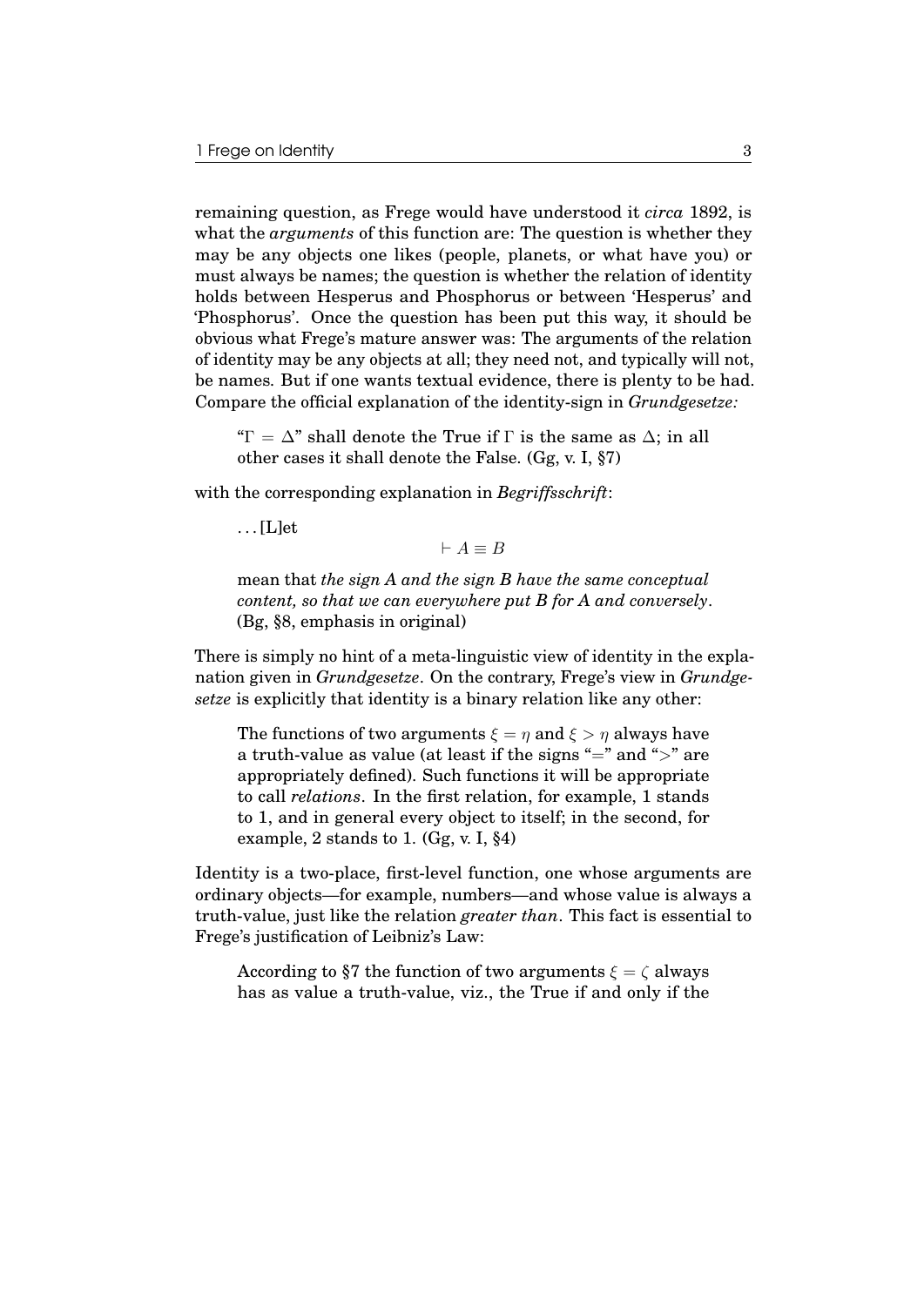remaining question, as Frege would have understood it *circa* 1892, is what the *arguments* of this function are: The question is whether they may be any objects one likes (people, planets, or what have you) or must always be names; the question is whether the relation of identity holds between Hesperus and Phosphorus or between 'Hesperus' and 'Phosphorus'. Once the question has been put this way, it should be obvious what Frege's mature answer was: The arguments of the relation of identity may be any objects at all; they need not, and typically will not, be names. But if one wants textual evidence, there is plenty to be had. Compare the official explanation of the identity-sign in *Grundgesetze:*

> "$\Gamma = \Delta$" shall denote the True if $\Gamma$ is the same as $\Delta$; in all other cases it shall denote the False. (Gg, v. I, §7)

with the corresponding explanation in *Begriffsschrift*:

> . . . [L]et
>
> $$\vdash A \equiv B$$
>
> mean that *the sign A and the sign B have the same conceptual content, so that we can everywhere put B for A and conversely*. (Bg, §8, emphasis in original)

There is simply no hint of a meta-linguistic view of identity in the explanation given in *Grundgesetze*. On the contrary, Frege's view in *Grundgesetze* is explicitly that identity is a binary relation like any other:

> The functions of two arguments $\xi = \eta$ and $\xi > \eta$ always have a truth-value as value (at least if the signs "$=$" and "$>$" are appropriately defined). Such functions it will be appropriate to call *relations*. In the first relation, for example, 1 stands to 1, and in general every object to itself; in the second, for example, 2 stands to 1. (Gg, v. I, §4)

Identity is a two-place, first-level function, one whose arguments are ordinary objects—for example, numbers—and whose value is always a truth-value, just like the relation *greater than*. This fact is essential to Frege's justification of Leibniz's Law:

> According to §7 the function of two arguments $\xi = \zeta$ always has as value a truth-value, viz., the True if and only if the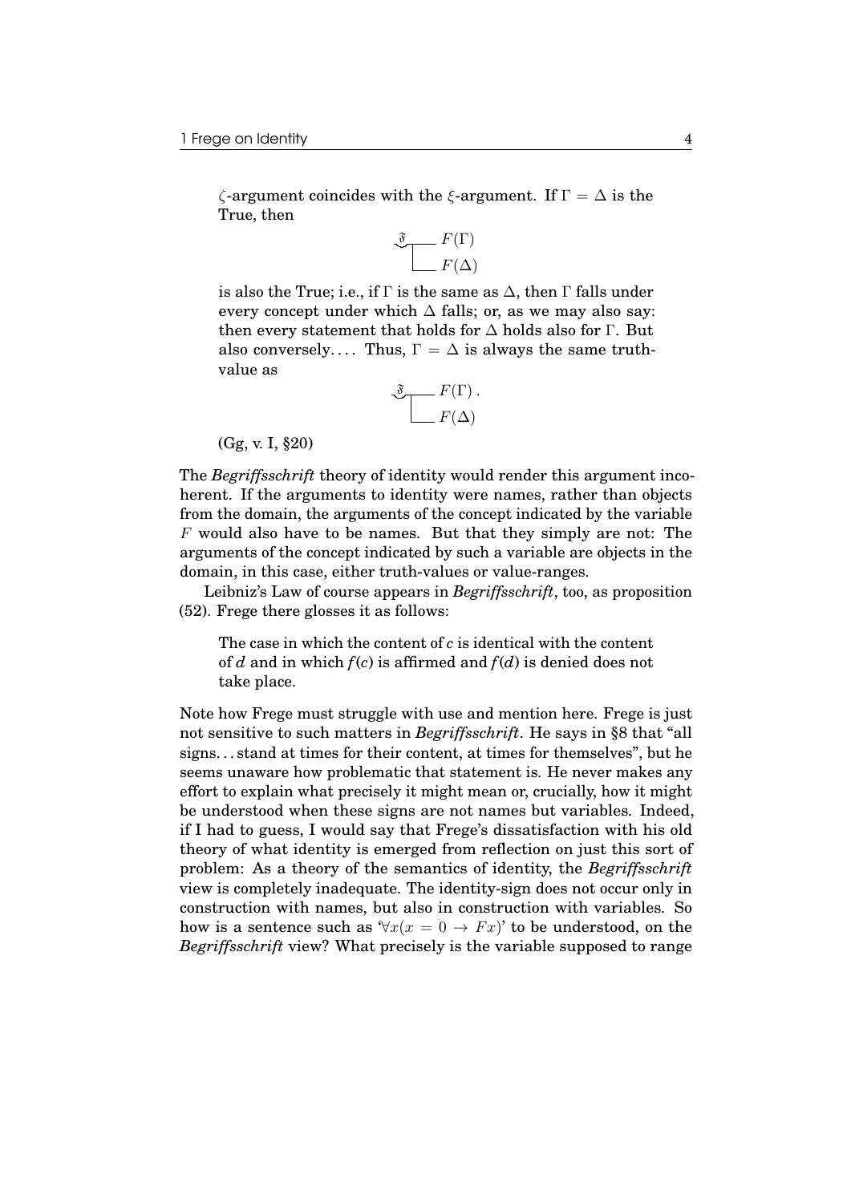> $\zeta$-argument coincides with the $\xi$-argument. If $\Gamma = \Delta$ is the True, then
>
> $$\underset{\mathfrak{f}}{\smile}\!\!\top\!\!\!\begin{array}{l} F(\Gamma) \\ F(\Delta) \end{array}$$
>
> is also the True; i.e., if $\Gamma$ is the same as $\Delta$, then $\Gamma$ falls under every concept under which $\Delta$ falls; or, as we may also say: then every statement that holds for $\Delta$ holds also for $\Gamma$. But also conversely.... Thus, $\Gamma = \Delta$ is always the same truth-value as
>
> $$\underset{\mathfrak{f}}{\smile}\!\!\top\!\!\!\begin{array}{l} F(\Gamma)\,. \\ F(\Delta) \end{array}$$
>
> (Gg, v. I, §20)

The *Begriffsschrift* theory of identity would render this argument incoherent. If the arguments to identity were names, rather than objects from the domain, the arguments of the concept indicated by the variable $F$ would also have to be names. But that they simply are not: The arguments of the concept indicated by such a variable are objects in the domain, in this case, either truth-values or value-ranges.

Leibniz's Law of course appears in *Begriffsschrift*, too, as proposition (52). Frege there glosses it as follows:

> The case in which the content of $c$ is identical with the content of $d$ and in which $f(c)$ is affirmed and $f(d)$ is denied does not take place.

Note how Frege must struggle with use and mention here. Frege is just not sensitive to such matters in *Begriffsschrift*. He says in §8 that "all signs... stand at times for their content, at times for themselves", but he seems unaware how problematic that statement is. He never makes any effort to explain what precisely it might mean or, crucially, how it might be understood when these signs are not names but variables. Indeed, if I had to guess, I would say that Frege's dissatisfaction with his old theory of what identity is emerged from reflection on just this sort of problem: As a theory of the semantics of identity, the *Begriffsschrift* view is completely inadequate. The identity-sign does not occur only in construction with names, but also in construction with variables. So how is a sentence such as '$\forall x(x = 0 \rightarrow Fx)$' to be understood, on the *Begriffsschrift* view? What precisely is the variable supposed to range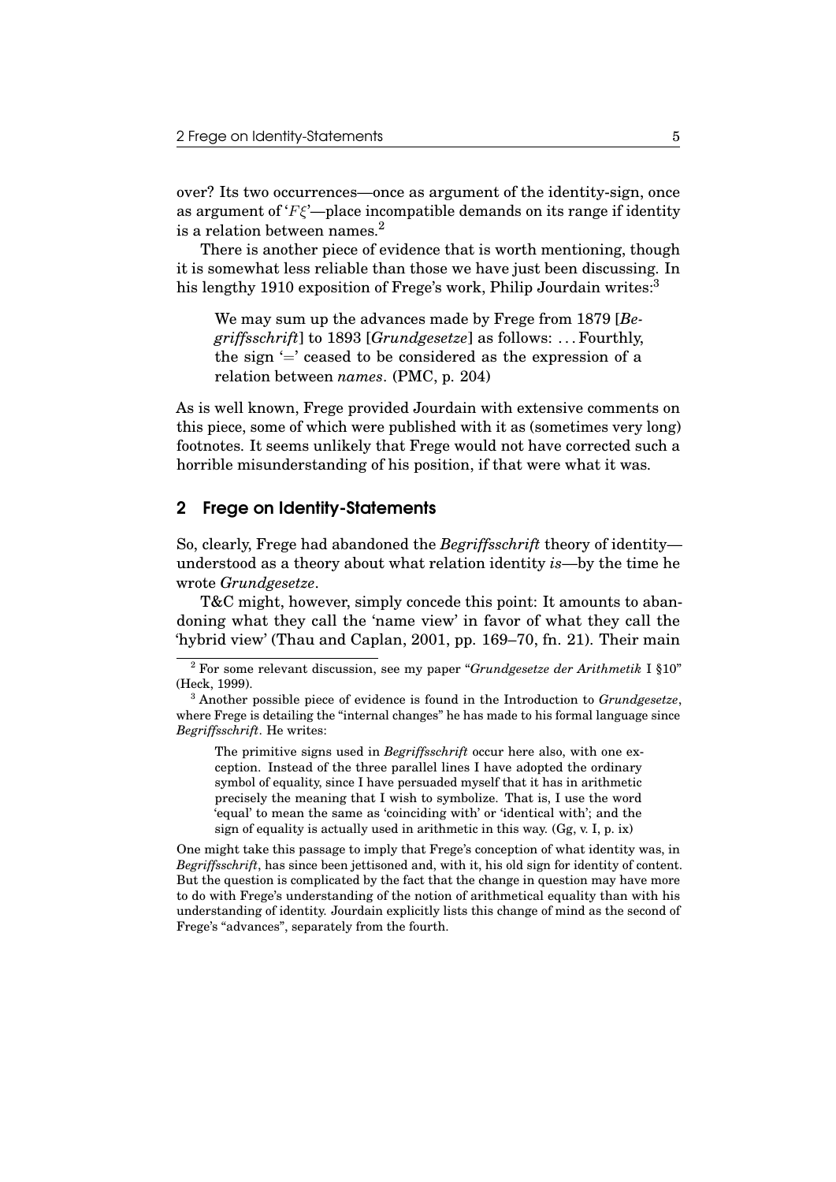over? Its two occurrences—once as argument of the identity-sign, once as argument of '$F\xi$'—place incompatible demands on its range if identity is a relation between names.[2]

There is another piece of evidence that is worth mentioning, though it is somewhat less reliable than those we have just been discussing. In his lengthy 1910 exposition of Frege's work, Philip Jourdain writes:[3]

> We may sum up the advances made by Frege from 1879 [*Begriffsschrift*] to 1893 [*Grundgesetze*] as follows: ... Fourthly, the sign '=' ceased to be considered as the expression of a relation between *names*. (PMC, p. 204)

As is well known, Frege provided Jourdain with extensive comments on this piece, some of which were published with it as (sometimes very long) footnotes. It seems unlikely that Frege would not have corrected such a horrible misunderstanding of his position, if that were what it was.

## 2 Frege on Identity-Statements

So, clearly, Frege had abandoned the *Begriffsschrift* theory of identity—understood as a theory about what relation identity *is*—by the time he wrote *Grundgesetze*.

T&C might, however, simply concede this point: It amounts to abandoning what they call the 'name view' in favor of what they call the 'hybrid view' (Thau and Caplan, 2001, pp. 169–70, fn. 21). Their main

---

[2] For some relevant discussion, see my paper "*Grundgesetze der Arithmetik* I §10" (Heck, 1999).

[3] Another possible piece of evidence is found in the Introduction to *Grundgesetze*, where Frege is detailing the "internal changes" he has made to his formal language since *Begriffsschrift*. He writes:

> The primitive signs used in *Begriffsschrift* occur here also, with one exception. Instead of the three parallel lines I have adopted the ordinary symbol of equality, since I have persuaded myself that it has in arithmetic precisely the meaning that I wish to symbolize. That is, I use the word 'equal' to mean the same as 'coinciding with' or 'identical with'; and the sign of equality is actually used in arithmetic in this way. (Gg, v. I, p. ix)

One might take this passage to imply that Frege's conception of what identity was, in *Begriffsschrift*, has since been jettisoned and, with it, his old sign for identity of content. But the question is complicated by the fact that the change in question may have more to do with Frege's understanding of the notion of arithmetical equality than with his understanding of identity. Jourdain explicitly lists this change of mind as the second of Frege's "advances", separately from the fourth.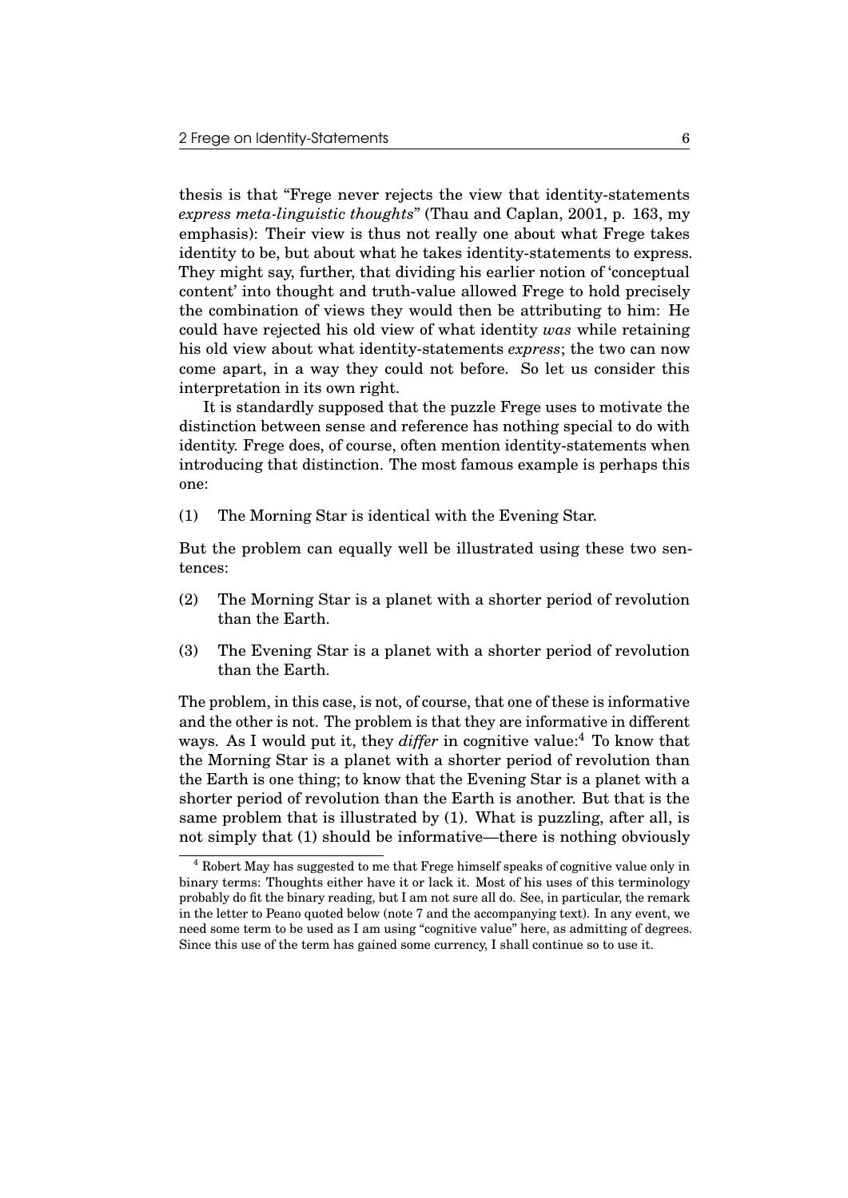thesis is that "Frege never rejects the view that identity-statements *express meta-linguistic thoughts*" (Thau and Caplan, 2001, p. 163, my emphasis): Their view is thus not really one about what Frege takes identity to be, but about what he takes identity-statements to express. They might say, further, that dividing his earlier notion of 'conceptual content' into thought and truth-value allowed Frege to hold precisely the combination of views they would then be attributing to him: He could have rejected his old view of what identity *was* while retaining his old view about what identity-statements *express*; the two can now come apart, in a way they could not before. So let us consider this interpretation in its own right.

It is standardly supposed that the puzzle Frege uses to motivate the distinction between sense and reference has nothing special to do with identity. Frege does, of course, often mention identity-statements when introducing that distinction. The most famous example is perhaps this one:

(1) The Morning Star is identical with the Evening Star.

But the problem can equally well be illustrated using these two sentences:

(2) The Morning Star is a planet with a shorter period of revolution than the Earth.

(3) The Evening Star is a planet with a shorter period of revolution than the Earth.

The problem, in this case, is not, of course, that one of these is informative and the other is not. The problem is that they are informative in different ways. As I would put it, they *differ* in cognitive value:[4] To know that the Morning Star is a planet with a shorter period of revolution than the Earth is one thing; to know that the Evening Star is a planet with a shorter period of revolution than the Earth is another. But that is the same problem that is illustrated by (1). What is puzzling, after all, is not simply that (1) should be informative—there is nothing obviously

[4] Robert May has suggested to me that Frege himself speaks of cognitive value only in binary terms: Thoughts either have it or lack it. Most of his uses of this terminology probably do fit the binary reading, but I am not sure all do. See, in particular, the remark in the letter to Peano quoted below (note 7 and the accompanying text). In any event, we need some term to be used as I am using "cognitive value" here, as admitting of degrees. Since this use of the term has gained some currency, I shall continue so to use it.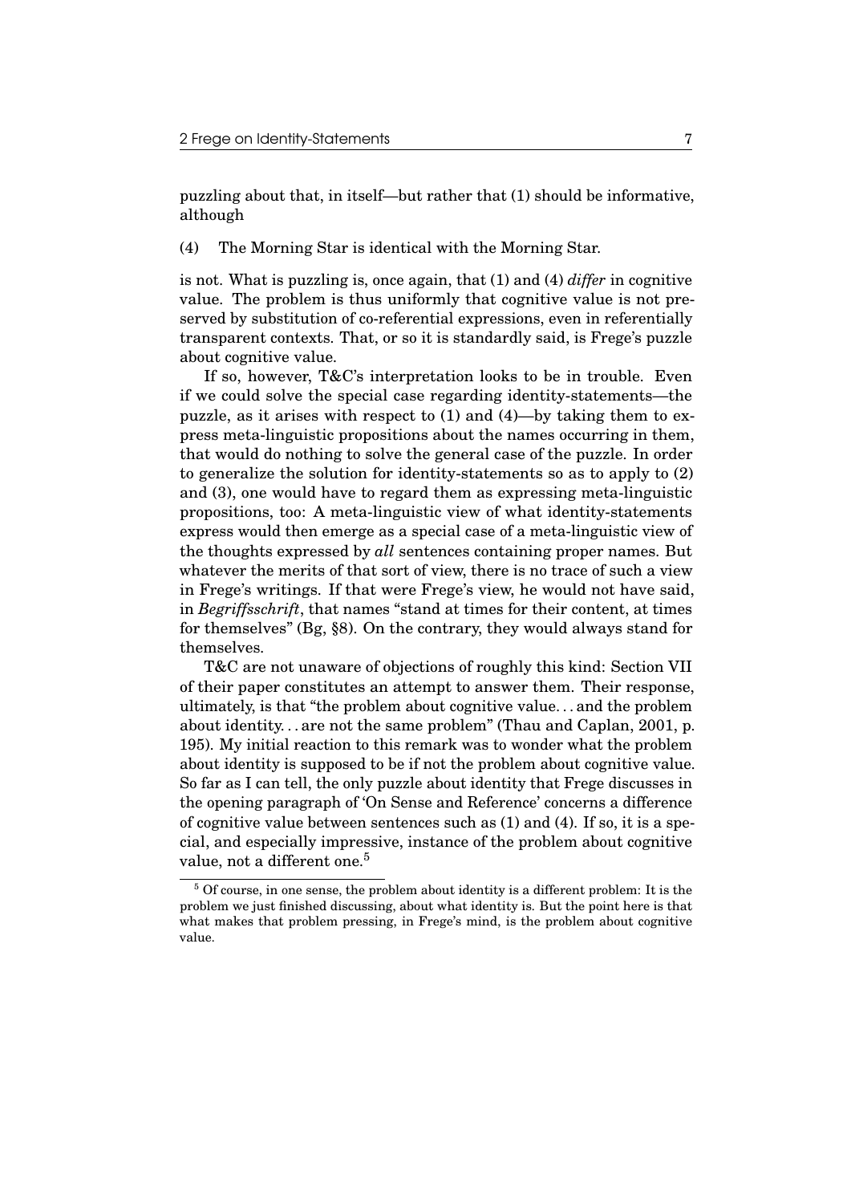puzzling about that, in itself—but rather that (1) should be informative, although

(4) The Morning Star is identical with the Morning Star.

is not. What is puzzling is, once again, that (1) and (4) *differ* in cognitive value. The problem is thus uniformly that cognitive value is not preserved by substitution of co-referential expressions, even in referentially transparent contexts. That, or so it is standardly said, is Frege's puzzle about cognitive value.

If so, however, T&C's interpretation looks to be in trouble. Even if we could solve the special case regarding identity-statements—the puzzle, as it arises with respect to (1) and (4)—by taking them to express meta-linguistic propositions about the names occurring in them, that would do nothing to solve the general case of the puzzle. In order to generalize the solution for identity-statements so as to apply to (2) and (3), one would have to regard them as expressing meta-linguistic propositions, too: A meta-linguistic view of what identity-statements express would then emerge as a special case of a meta-linguistic view of the thoughts expressed by *all* sentences containing proper names. But whatever the merits of that sort of view, there is no trace of such a view in Frege's writings. If that were Frege's view, he would not have said, in *Begriffsschrift*, that names "stand at times for their content, at times for themselves" (Bg, §8). On the contrary, they would always stand for themselves.

T&C are not unaware of objections of roughly this kind: Section VII of their paper constitutes an attempt to answer them. Their response, ultimately, is that "the problem about cognitive value... and the problem about identity... are not the same problem" (Thau and Caplan, 2001, p. 195). My initial reaction to this remark was to wonder what the problem about identity is supposed to be if not the problem about cognitive value. So far as I can tell, the only puzzle about identity that Frege discusses in the opening paragraph of 'On Sense and Reference' concerns a difference of cognitive value between sentences such as (1) and (4). If so, it is a special, and especially impressive, instance of the problem about cognitive value, not a different one.[5]

[5] Of course, in one sense, the problem about identity is a different problem: It is the problem we just finished discussing, about what identity is. But the point here is that what makes that problem pressing, in Frege's mind, is the problem about cognitive value.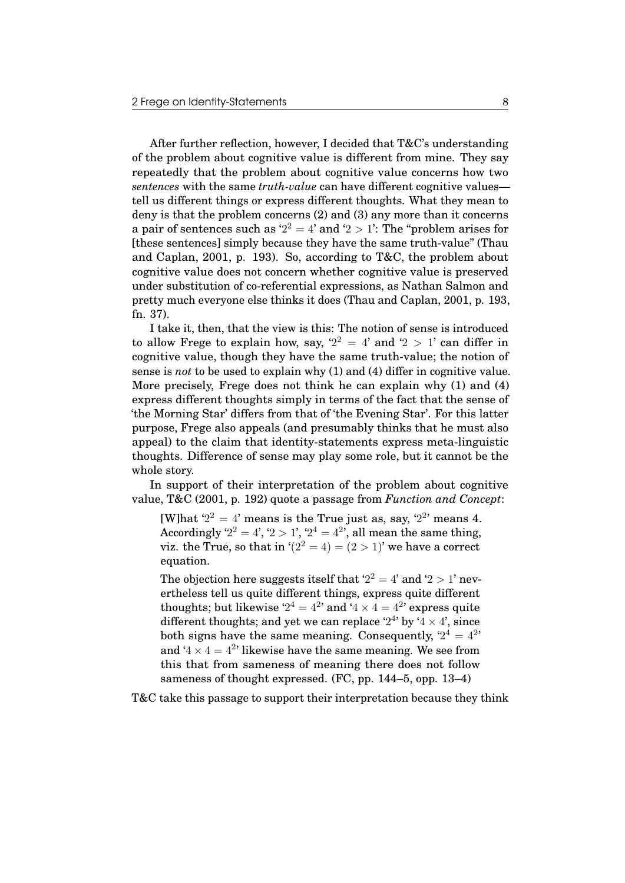After further reflection, however, I decided that T&C's understanding of the problem about cognitive value is different from mine. They say repeatedly that the problem about cognitive value concerns how two *sentences* with the same *truth-value* can have different cognitive values—tell us different things or express different thoughts. What they mean to deny is that the problem concerns (2) and (3) any more than it concerns a pair of sentences such as '$2^2 = 4$' and '$2 > 1$': The "problem arises for [these sentences] simply because they have the same truth-value" (Thau and Caplan, 2001, p. 193). So, according to T&C, the problem about cognitive value does not concern whether cognitive value is preserved under substitution of co-referential expressions, as Nathan Salmon and pretty much everyone else thinks it does (Thau and Caplan, 2001, p. 193, fn. 37).

I take it, then, that the view is this: The notion of sense is introduced to allow Frege to explain how, say, '$2^2 = 4$' and '$2 > 1$' can differ in cognitive value, though they have the same truth-value; the notion of sense is *not* to be used to explain why (1) and (4) differ in cognitive value. More precisely, Frege does not think he can explain why (1) and (4) express different thoughts simply in terms of the fact that the sense of 'the Morning Star' differs from that of 'the Evening Star'. For this latter purpose, Frege also appeals (and presumably thinks that he must also appeal) to the claim that identity-statements express meta-linguistic thoughts. Difference of sense may play some role, but it cannot be the whole story.

In support of their interpretation of the problem about cognitive value, T&C (2001, p. 192) quote a passage from *Function and Concept*:

> [W]hat '$2^2 = 4$' means is the True just as, say, '$2^2$' means 4. Accordingly '$2^2 = 4$', '$2 > 1$', '$2^4 = 4^2$', all mean the same thing, viz. the True, so that in '$(2^2 = 4) = (2 > 1)$' we have a correct equation.
>
> The objection here suggests itself that '$2^2 = 4$' and '$2 > 1$' nevertheless tell us quite different things, express quite different thoughts; but likewise '$2^4 = 4^2$' and '$4 \times 4 = 4^2$' express quite different thoughts; and yet we can replace '$2^4$' by '$4 \times 4$', since both signs have the same meaning. Consequently, '$2^4 = 4^2$' and '$4 \times 4 = 4^2$' likewise have the same meaning. We see from this that from sameness of meaning there does not follow sameness of thought expressed. (FC, pp. 144–5, opp. 13–4)

T&C take this passage to support their interpretation because they think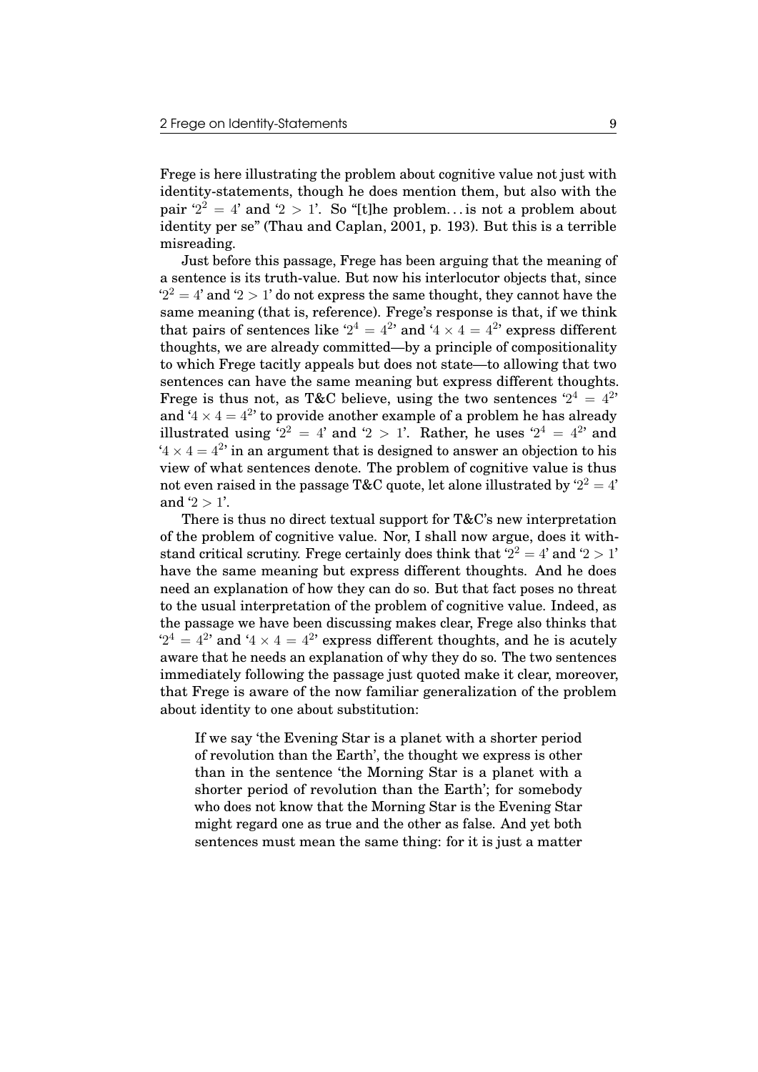Frege is here illustrating the problem about cognitive value not just with identity-statements, though he does mention them, but also with the pair '$2^2 = 4$' and '$2 > 1$'. So "[t]he problem. . . is not a problem about identity per se" (Thau and Caplan, 2001, p. 193). But this is a terrible misreading.

Just before this passage, Frege has been arguing that the meaning of a sentence is its truth-value. But now his interlocutor objects that, since '$2^2 = 4$' and '$2 > 1$' do not express the same thought, they cannot have the same meaning (that is, reference). Frege's response is that, if we think that pairs of sentences like '$2^4 = 4^2$' and '$4 \times 4 = 4^2$' express different thoughts, we are already committed—by a principle of compositionality to which Frege tacitly appeals but does not state—to allowing that two sentences can have the same meaning but express different thoughts. Frege is thus not, as T&C believe, using the two sentences '$2^4 = 4^2$' and '$4 \times 4 = 4^2$' to provide another example of a problem he has already illustrated using '$2^2 = 4$' and '$2 > 1$'. Rather, he uses '$2^4 = 4^2$' and '$4 \times 4 = 4^2$' in an argument that is designed to answer an objection to his view of what sentences denote. The problem of cognitive value is thus not even raised in the passage T&C quote, let alone illustrated by '$2^2 = 4$' and '$2 > 1$'.

There is thus no direct textual support for T&C's new interpretation of the problem of cognitive value. Nor, I shall now argue, does it withstand critical scrutiny. Frege certainly does think that '$2^2 = 4$' and '$2 > 1$' have the same meaning but express different thoughts. And he does need an explanation of how they can do so. But that fact poses no threat to the usual interpretation of the problem of cognitive value. Indeed, as the passage we have been discussing makes clear, Frege also thinks that '$2^4 = 4^2$' and '$4 \times 4 = 4^2$' express different thoughts, and he is acutely aware that he needs an explanation of why they do so. The two sentences immediately following the passage just quoted make it clear, moreover, that Frege is aware of the now familiar generalization of the problem about identity to one about substitution:

> If we say 'the Evening Star is a planet with a shorter period of revolution than the Earth', the thought we express is other than in the sentence 'the Morning Star is a planet with a shorter period of revolution than the Earth'; for somebody who does not know that the Morning Star is the Evening Star might regard one as true and the other as false. And yet both sentences must mean the same thing: for it is just a matter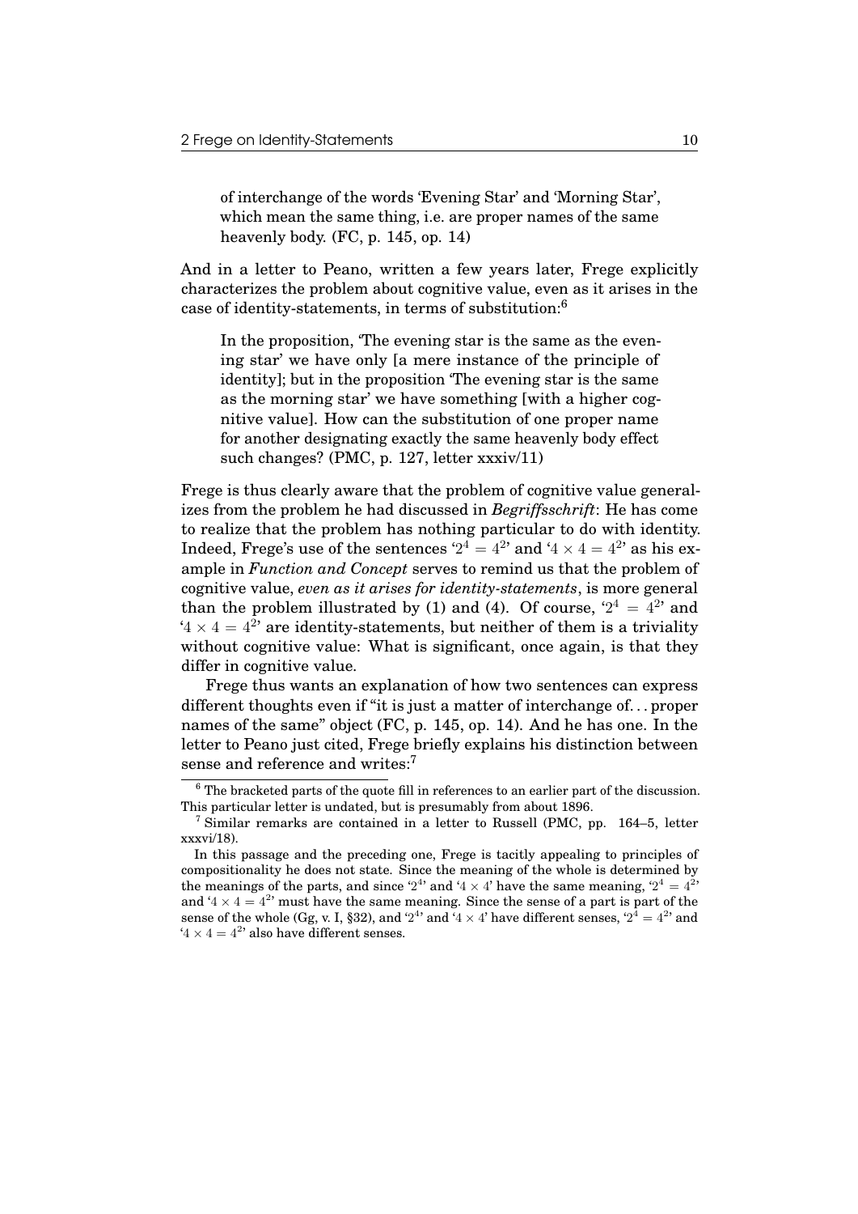> of interchange of the words 'Evening Star' and 'Morning Star', which mean the same thing, i.e. are proper names of the same heavenly body. (FC, p. 145, op. 14)

And in a letter to Peano, written a few years later, Frege explicitly characterizes the problem about cognitive value, even as it arises in the case of identity-statements, in terms of substitution:[6]

> In the proposition, 'The evening star is the same as the evening star' we have only [a mere instance of the principle of identity]; but in the proposition 'The evening star is the same as the morning star' we have something [with a higher cognitive value]. How can the substitution of one proper name for another designating exactly the same heavenly body effect such changes? (PMC, p. 127, letter xxxiv/11)

Frege is thus clearly aware that the problem of cognitive value generalizes from the problem he had discussed in *Begriffsschrift*: He has come to realize that the problem has nothing particular to do with identity. Indeed, Frege's use of the sentences '$2^4 = 4^2$' and '$4 \times 4 = 4^2$' as his example in *Function and Concept* serves to remind us that the problem of cognitive value, *even as it arises for identity-statements*, is more general than the problem illustrated by (1) and (4). Of course, '$2^4 = 4^2$' and '$4 \times 4 = 4^2$' are identity-statements, but neither of them is a triviality without cognitive value: What is significant, once again, is that they differ in cognitive value.

Frege thus wants an explanation of how two sentences can express different thoughts even if "it is just a matter of interchange of... proper names of the same" object (FC, p. 145, op. 14). And he has one. In the letter to Peano just cited, Frege briefly explains his distinction between sense and reference and writes:[7]

---

[6] The bracketed parts of the quote fill in references to an earlier part of the discussion. This particular letter is undated, but is presumably from about 1896.

[7] Similar remarks are contained in a letter to Russell (PMC, pp. 164–5, letter xxxvi/18).

In this passage and the preceding one, Frege is tacitly appealing to principles of compositionality he does not state. Since the meaning of the whole is determined by the meanings of the parts, and since '$2^4$' and '$4 \times 4$' have the same meaning, '$2^4 = 4^2$' and '$4 \times 4 = 4^2$' must have the same meaning. Since the sense of a part is part of the sense of the whole (Gg, v. I, §32), and '$2^4$' and '$4 \times 4$' have different senses, '$2^4 = 4^2$' and '$4 \times 4 = 4^2$' also have different senses.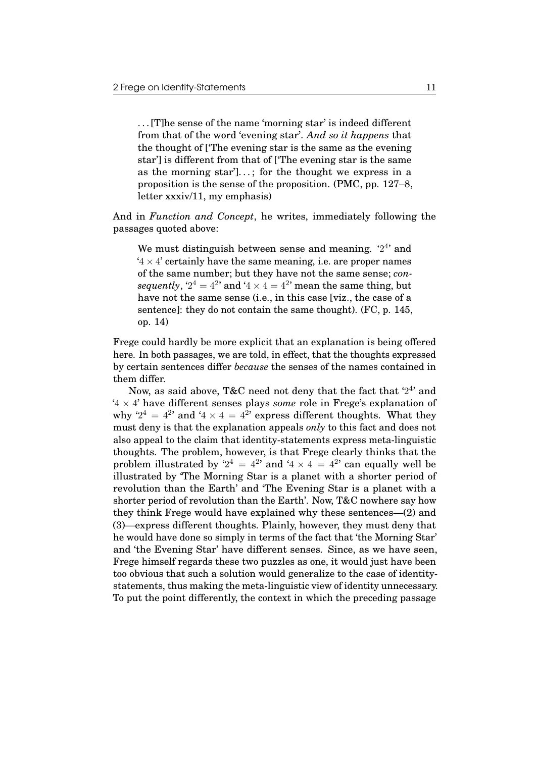> ...[T]he sense of the name 'morning star' is indeed different from that of the word 'evening star'. *And so it happens* that the thought of ['The evening star is the same as the evening star'] is different from that of ['The evening star is the same as the morning star']...; for the thought we express in a proposition is the sense of the proposition. (PMC, pp. 127–8, letter xxxiv/11, my emphasis)

And in *Function and Concept*, he writes, immediately following the passages quoted above:

> We must distinguish between sense and meaning. '$2^4$' and '$4 \times 4$' certainly have the same meaning, i.e. are proper names of the same number; but they have not the same sense; *consequently*, '$2^4 = 4^2$' and '$4 \times 4 = 4^2$' mean the same thing, but have not the same sense (i.e., in this case [viz., the case of a sentence]: they do not contain the same thought). (FC, p. 145, op. 14)

Frege could hardly be more explicit that an explanation is being offered here. In both passages, we are told, in effect, that the thoughts expressed by certain sentences differ *because* the senses of the names contained in them differ.

Now, as said above, T&C need not deny that the fact that '$2^4$' and '$4 \times 4$' have different senses plays *some* role in Frege's explanation of why '$2^4 = 4^2$' and '$4 \times 4 = 4^2$' express different thoughts. What they must deny is that the explanation appeals *only* to this fact and does not also appeal to the claim that identity-statements express meta-linguistic thoughts. The problem, however, is that Frege clearly thinks that the problem illustrated by '$2^4 = 4^2$' and '$4 \times 4 = 4^2$' can equally well be illustrated by 'The Morning Star is a planet with a shorter period of revolution than the Earth' and 'The Evening Star is a planet with a shorter period of revolution than the Earth'. Now, T&C nowhere say how they think Frege would have explained why these sentences—(2) and (3)—express different thoughts. Plainly, however, they must deny that he would have done so simply in terms of the fact that 'the Morning Star' and 'the Evening Star' have different senses. Since, as we have seen, Frege himself regards these two puzzles as one, it would just have been too obvious that such a solution would generalize to the case of identity-statements, thus making the meta-linguistic view of identity unnecessary. To put the point differently, the context in which the preceding passage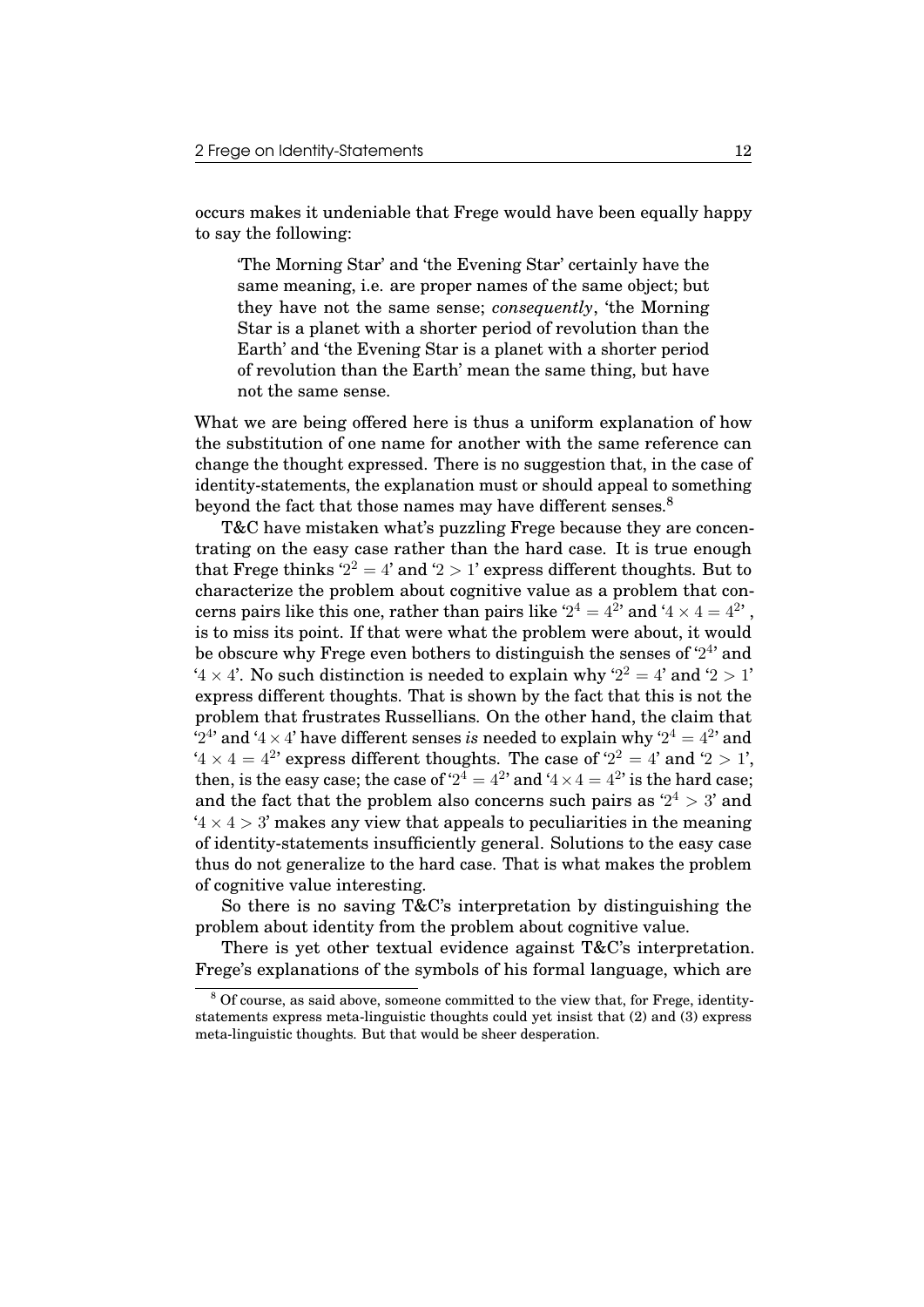occurs makes it undeniable that Frege would have been equally happy to say the following:

> 'The Morning Star' and 'the Evening Star' certainly have the same meaning, i.e. are proper names of the same object; but they have not the same sense; *consequently*, 'the Morning Star is a planet with a shorter period of revolution than the Earth' and 'the Evening Star is a planet with a shorter period of revolution than the Earth' mean the same thing, but have not the same sense.

What we are being offered here is thus a uniform explanation of how the substitution of one name for another with the same reference can change the thought expressed. There is no suggestion that, in the case of identity-statements, the explanation must or should appeal to something beyond the fact that those names may have different senses.[8]

T&C have mistaken what's puzzling Frege because they are concentrating on the easy case rather than the hard case. It is true enough that Frege thinks '$2^2 = 4$' and '$2 > 1$' express different thoughts. But to characterize the problem about cognitive value as a problem that concerns pairs like this one, rather than pairs like '$2^4 = 4^2$' and '$4 \times 4 = 4^2$', is to miss its point. If that were what the problem were about, it would be obscure why Frege even bothers to distinguish the senses of '$2^4$' and '$4 \times 4$'. No such distinction is needed to explain why '$2^2 = 4$' and '$2 > 1$' express different thoughts. That is shown by the fact that this is not the problem that frustrates Russellians. On the other hand, the claim that '$2^4$' and '$4 \times 4$' have different senses *is* needed to explain why '$2^4 = 4^2$' and '$4 \times 4 = 4^2$' express different thoughts. The case of '$2^2 = 4$' and '$2 > 1$', then, is the easy case; the case of '$2^4 = 4^2$' and '$4 \times 4 = 4^2$' is the hard case; and the fact that the problem also concerns such pairs as '$2^4 > 3$' and '$4 \times 4 > 3$' makes any view that appeals to peculiarities in the meaning of identity-statements insufficiently general. Solutions to the easy case thus do not generalize to the hard case. That is what makes the problem of cognitive value interesting.

So there is no saving T&C's interpretation by distinguishing the problem about identity from the problem about cognitive value.

There is yet other textual evidence against T&C's interpretation. Frege's explanations of the symbols of his formal language, which are

[8] Of course, as said above, someone committed to the view that, for Frege, identity-statements express meta-linguistic thoughts could yet insist that (2) and (3) express meta-linguistic thoughts. But that would be sheer desperation.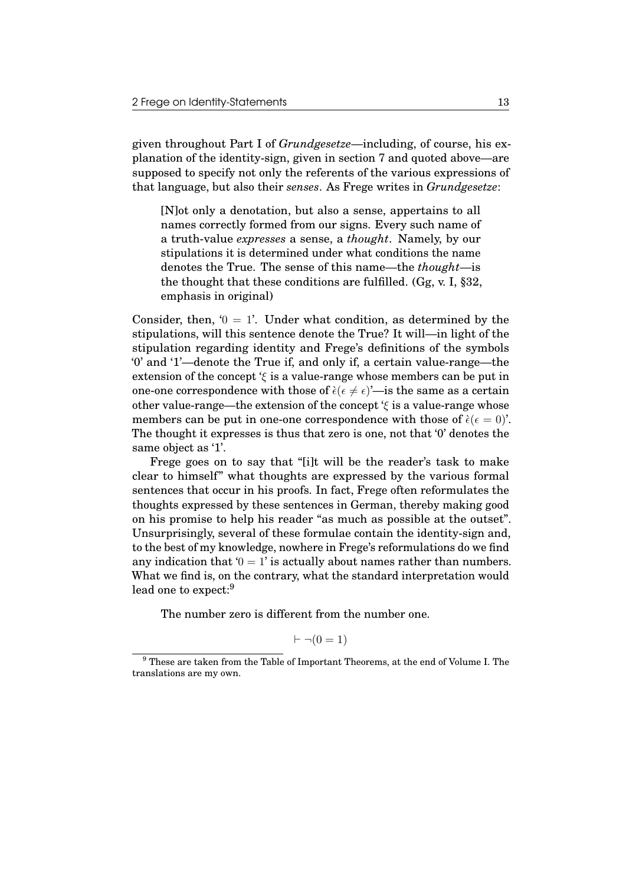given throughout Part I of *Grundgesetze*—including, of course, his explanation of the identity-sign, given in section 7 and quoted above—are supposed to specify not only the referents of the various expressions of that language, but also their *senses*. As Frege writes in *Grundgesetze*:

> [N]ot only a denotation, but also a sense, appertains to all names correctly formed from our signs. Every such name of a truth-value *expresses* a sense, a *thought*. Namely, by our stipulations it is determined under what conditions the name denotes the True. The sense of this name—the *thought*—is the thought that these conditions are fulfilled. (Gg, v. I, §32, emphasis in original)

Consider, then, '$0 = 1$'. Under what condition, as determined by the stipulations, will this sentence denote the True? It will—in light of the stipulation regarding identity and Frege's definitions of the symbols '0' and '1'—denote the True if, and only if, a certain value-range—the extension of the concept '$\xi$ is a value-range whose members can be put in one-one correspondence with those of $\grave{\epsilon}(\epsilon \neq \epsilon)$'—is the same as a certain other value-range—the extension of the concept '$\xi$ is a value-range whose members can be put in one-one correspondence with those of $\grave{\epsilon}(\epsilon = 0)$'. The thought it expresses is thus that zero is one, not that '0' denotes the same object as '1'.

Frege goes on to say that "[i]t will be the reader's task to make clear to himself" what thoughts are expressed by the various formal sentences that occur in his proofs. In fact, Frege often reformulates the thoughts expressed by these sentences in German, thereby making good on his promise to help his reader "as much as possible at the outset". Unsurprisingly, several of these formulae contain the identity-sign and, to the best of my knowledge, nowhere in Frege's reformulations do we find any indication that '$0 = 1$' is actually about names rather than numbers. What we find is, on the contrary, what the standard interpretation would lead one to expect:[9]

> The number zero is different from the number one.
>
> $$\vdash \neg(0 = 1)$$

[9] These are taken from the Table of Important Theorems, at the end of Volume I. The translations are my own.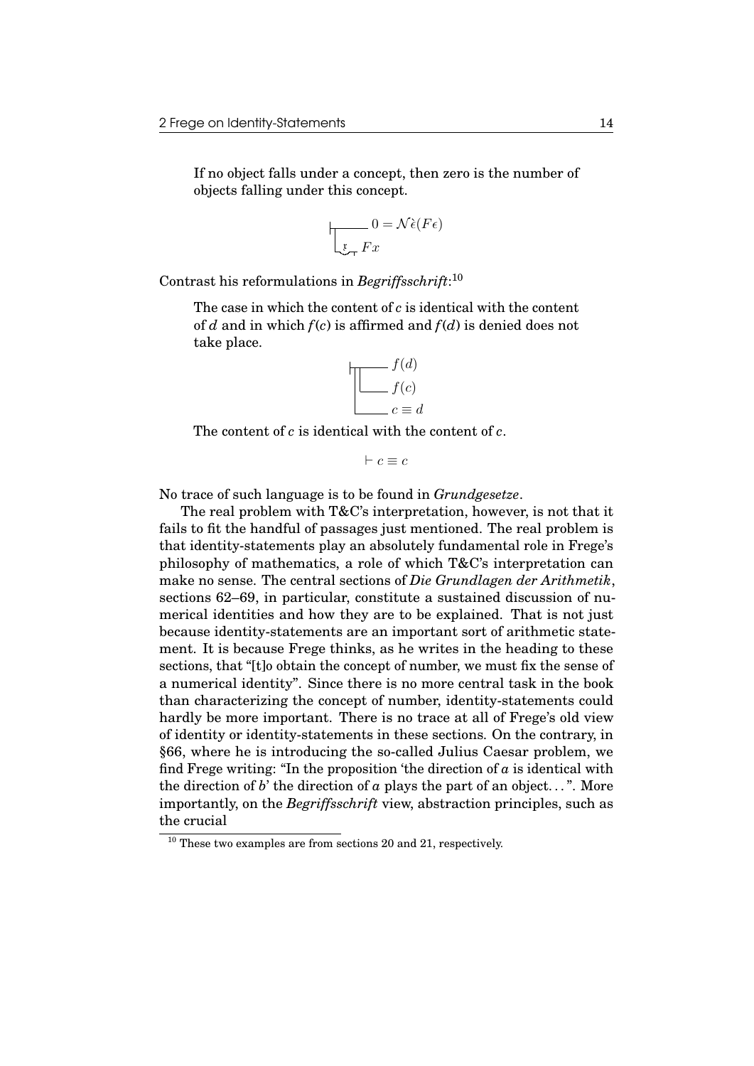> If no object falls under a concept, then zero is the number of objects falling under this concept.

$$\vdash \!\!\!\!\underset{\mathfrak{x}}{\smile}\, Fx \rightarrow 0 = \mathcal{N}\grave{\epsilon}(F\epsilon)$$

Contrast his reformulations in *Begriffsschrift*:[10]

> The case in which the content of $c$ is identical with the content of $d$ and in which $f(c)$ is affirmed and $f(d)$ is denied does not take place.
>
> $$\begin{array}{l} \vdash\!\!\!\top\!\!\!\top\!\!\!-\!-\, f(d) \\ \quad\;\; \lfloor\!-\!-\, f(c) \\ \quad \lfloor\!-\!-\!-\, c \equiv d \end{array}$$
>
> The content of $c$ is identical with the content of $c$.
>
> $$\vdash c \equiv c$$

No trace of such language is to be found in *Grundgesetze*.

The real problem with T&C's interpretation, however, is not that it fails to fit the handful of passages just mentioned. The real problem is that identity-statements play an absolutely fundamental role in Frege's philosophy of mathematics, a role of which T&C's interpretation can make no sense. The central sections of *Die Grundlagen der Arithmetik*, sections 62–69, in particular, constitute a sustained discussion of numerical identities and how they are to be explained. That is not just because identity-statements are an important sort of arithmetic statement. It is because Frege thinks, as he writes in the heading to these sections, that "[t]o obtain the concept of number, we must fix the sense of a numerical identity". Since there is no more central task in the book than characterizing the concept of number, identity-statements could hardly be more important. There is no trace at all of Frege's old view of identity or identity-statements in these sections. On the contrary, in §66, where he is introducing the so-called Julius Caesar problem, we find Frege writing: "In the proposition 'the direction of $a$ is identical with the direction of $b$' the direction of $a$ plays the part of an object. . . ". More importantly, on the *Begriffsschrift* view, abstraction principles, such as the crucial

[10] These two examples are from sections 20 and 21, respectively.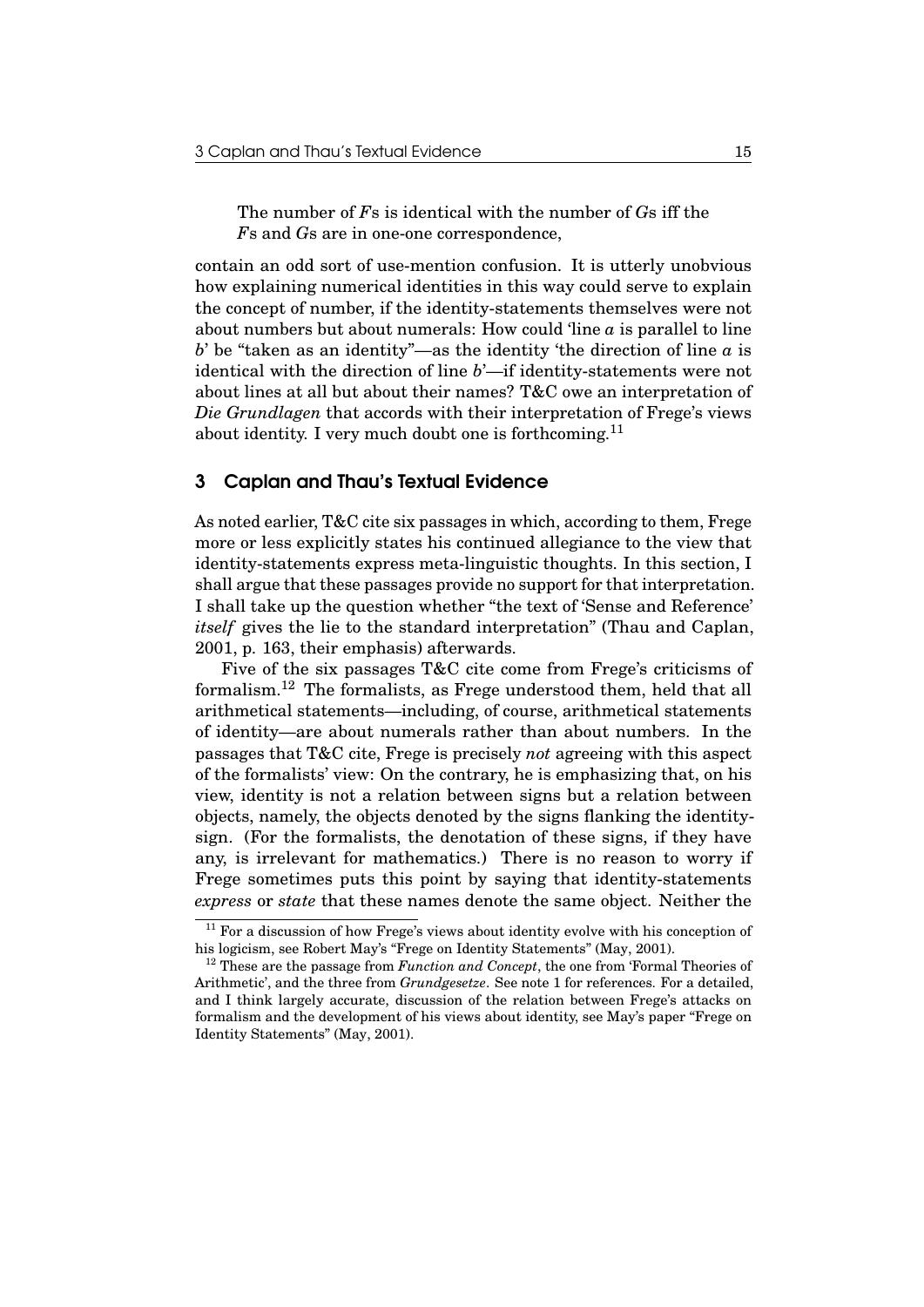> The number of $F$s is identical with the number of $G$s iff the $F$s and $G$s are in one-one correspondence,

contain an odd sort of use-mention confusion. It is utterly unobvious how explaining numerical identities in this way could serve to explain the concept of number, if the identity-statements themselves were not about numbers but about numerals: How could 'line $a$ is parallel to line $b$' be "taken as an identity"—as the identity 'the direction of line $a$ is identical with the direction of line $b$'—if identity-statements were not about lines at all but about their names? T&C owe an interpretation of *Die Grundlagen* that accords with their interpretation of Frege's views about identity. I very much doubt one is forthcoming.[11]

## 3 Caplan and Thau's Textual Evidence

As noted earlier, T&C cite six passages in which, according to them, Frege more or less explicitly states his continued allegiance to the view that identity-statements express meta-linguistic thoughts. In this section, I shall argue that these passages provide no support for that interpretation. I shall take up the question whether "the text of 'Sense and Reference' *itself* gives the lie to the standard interpretation" (Thau and Caplan, 2001, p. 163, their emphasis) afterwards.

Five of the six passages T&C cite come from Frege's criticisms of formalism.[12] The formalists, as Frege understood them, held that all arithmetical statements—including, of course, arithmetical statements of identity—are about numerals rather than about numbers. In the passages that T&C cite, Frege is precisely *not* agreeing with this aspect of the formalists' view: On the contrary, he is emphasizing that, on his view, identity is not a relation between signs but a relation between objects, namely, the objects denoted by the signs flanking the identity-sign. (For the formalists, the denotation of these signs, if they have any, is irrelevant for mathematics.) There is no reason to worry if Frege sometimes puts this point by saying that identity-statements *express* or *state* that these names denote the same object. Neither the

[11] For a discussion of how Frege's views about identity evolve with his conception of his logicism, see Robert May's "Frege on Identity Statements" (May, 2001).

[12] These are the passage from *Function and Concept*, the one from 'Formal Theories of Arithmetic', and the three from *Grundgesetze*. See note 1 for references. For a detailed, and I think largely accurate, discussion of the relation between Frege's attacks on formalism and the development of his views about identity, see May's paper "Frege on Identity Statements" (May, 2001).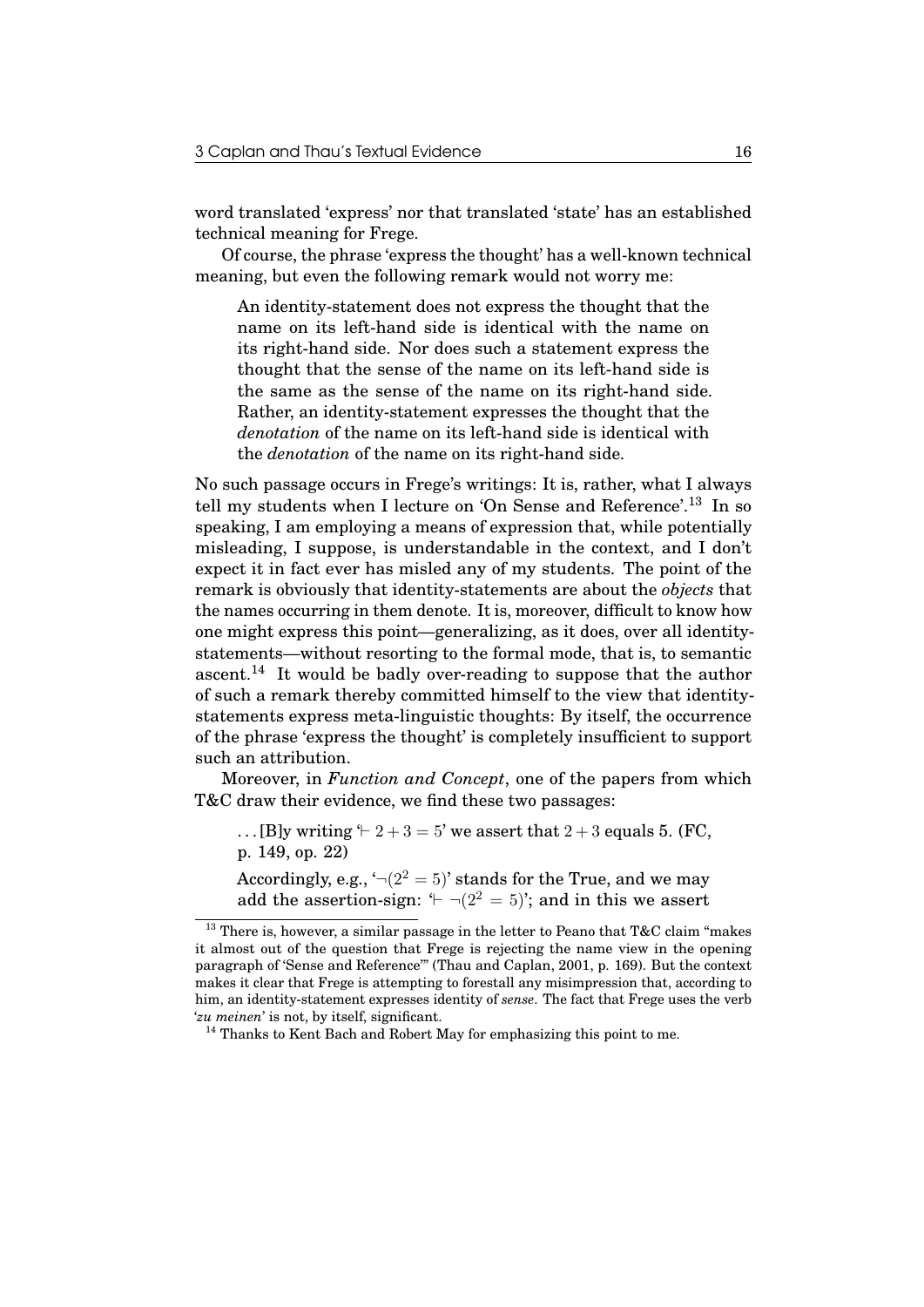word translated 'express' nor that translated 'state' has an established technical meaning for Frege.

Of course, the phrase 'express the thought' has a well-known technical meaning, but even the following remark would not worry me:

> An identity-statement does not express the thought that the name on its left-hand side is identical with the name on its right-hand side. Nor does such a statement express the thought that the sense of the name on its left-hand side is the same as the sense of the name on its right-hand side. Rather, an identity-statement expresses the thought that the *denotation* of the name on its left-hand side is identical with the *denotation* of the name on its right-hand side.

No such passage occurs in Frege's writings: It is, rather, what I always tell my students when I lecture on 'On Sense and Reference'.[13] In so speaking, I am employing a means of expression that, while potentially misleading, I suppose, is understandable in the context, and I don't expect it in fact ever has misled any of my students. The point of the remark is obviously that identity-statements are about the *objects* that the names occurring in them denote. It is, moreover, difficult to know how one might express this point—generalizing, as it does, over all identity-statements—without resorting to the formal mode, that is, to semantic ascent.[14] It would be badly over-reading to suppose that the author of such a remark thereby committed himself to the view that identity-statements express meta-linguistic thoughts: By itself, the occurrence of the phrase 'express the thought' is completely insufficient to support such an attribution.

Moreover, in *Function and Concept*, one of the papers from which T&C draw their evidence, we find these two passages:

> ...[B]y writing '$\vdash 2+3=5$' we assert that $2+3$ equals 5. (FC, p. 149, op. 22)
>
> Accordingly, e.g., '$\neg(2^2 = 5)$' stands for the True, and we may add the assertion-sign: '$\vdash \neg(2^2 = 5)$'; and in this we assert

[13] There is, however, a similar passage in the letter to Peano that T&C claim "makes it almost out of the question that Frege is rejecting the name view in the opening paragraph of 'Sense and Reference'" (Thau and Caplan, 2001, p. 169). But the context makes it clear that Frege is attempting to forestall any misimpression that, according to him, an identity-statement expresses identity of *sense*. The fact that Frege uses the verb '*zu meinen*' is not, by itself, significant.

[14] Thanks to Kent Bach and Robert May for emphasizing this point to me.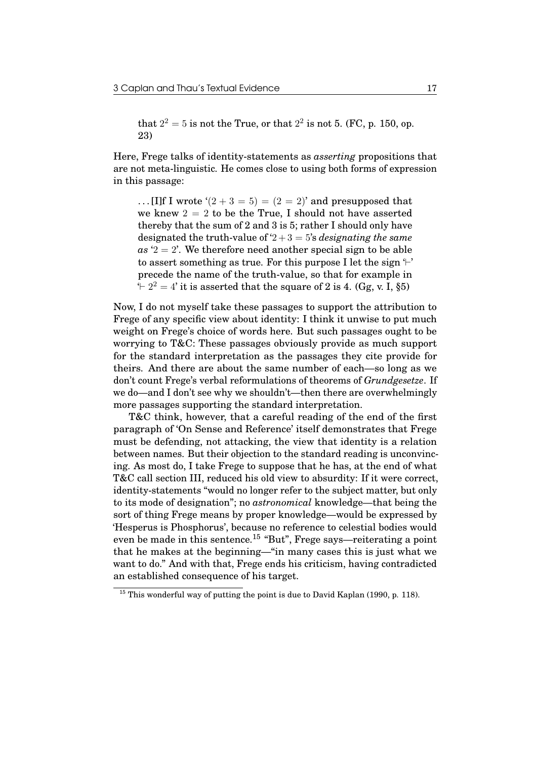> that $2^2 = 5$ is not the True, or that $2^2$ is not 5. (FC, p. 150, op. 23)

Here, Frege talks of identity-statements as *asserting* propositions that are not meta-linguistic. He comes close to using both forms of expression in this passage:

> . . . [I]f I wrote '$(2 + 3 = 5) = (2 = 2)$' and presupposed that we knew $2 = 2$ to be the True, I should not have asserted thereby that the sum of 2 and 3 is 5; rather I should only have designated the truth-value of '$2+3 = 5$'s *designating the same as* '$2 = 2$'. We therefore need another special sign to be able to assert something as true. For this purpose I let the sign '$\vdash$' precede the name of the truth-value, so that for example in '$\vdash 2^2 = 4$' it is asserted that the square of 2 is 4. (Gg, v. I, §5)

Now, I do not myself take these passages to support the attribution to Frege of any specific view about identity: I think it unwise to put much weight on Frege's choice of words here. But such passages ought to be worrying to T&C: These passages obviously provide as much support for the standard interpretation as the passages they cite provide for theirs. And there are about the same number of each—so long as we don't count Frege's verbal reformulations of theorems of *Grundgesetze*. If we do—and I don't see why we shouldn't—then there are overwhelmingly more passages supporting the standard interpretation.

T&C think, however, that a careful reading of the end of the first paragraph of 'On Sense and Reference' itself demonstrates that Frege must be defending, not attacking, the view that identity is a relation between names. But their objection to the standard reading is unconvincing. As most do, I take Frege to suppose that he has, at the end of what T&C call section III, reduced his old view to absurdity: If it were correct, identity-statements "would no longer refer to the subject matter, but only to its mode of designation"; no *astronomical* knowledge—that being the sort of thing Frege means by proper knowledge—would be expressed by 'Hesperus is Phosphorus', because no reference to celestial bodies would even be made in this sentence.[15] "But", Frege says—reiterating a point that he makes at the beginning—"in many cases this is just what we want to do." And with that, Frege ends his criticism, having contradicted an established consequence of his target.

[15] This wonderful way of putting the point is due to David Kaplan (1990, p. 118).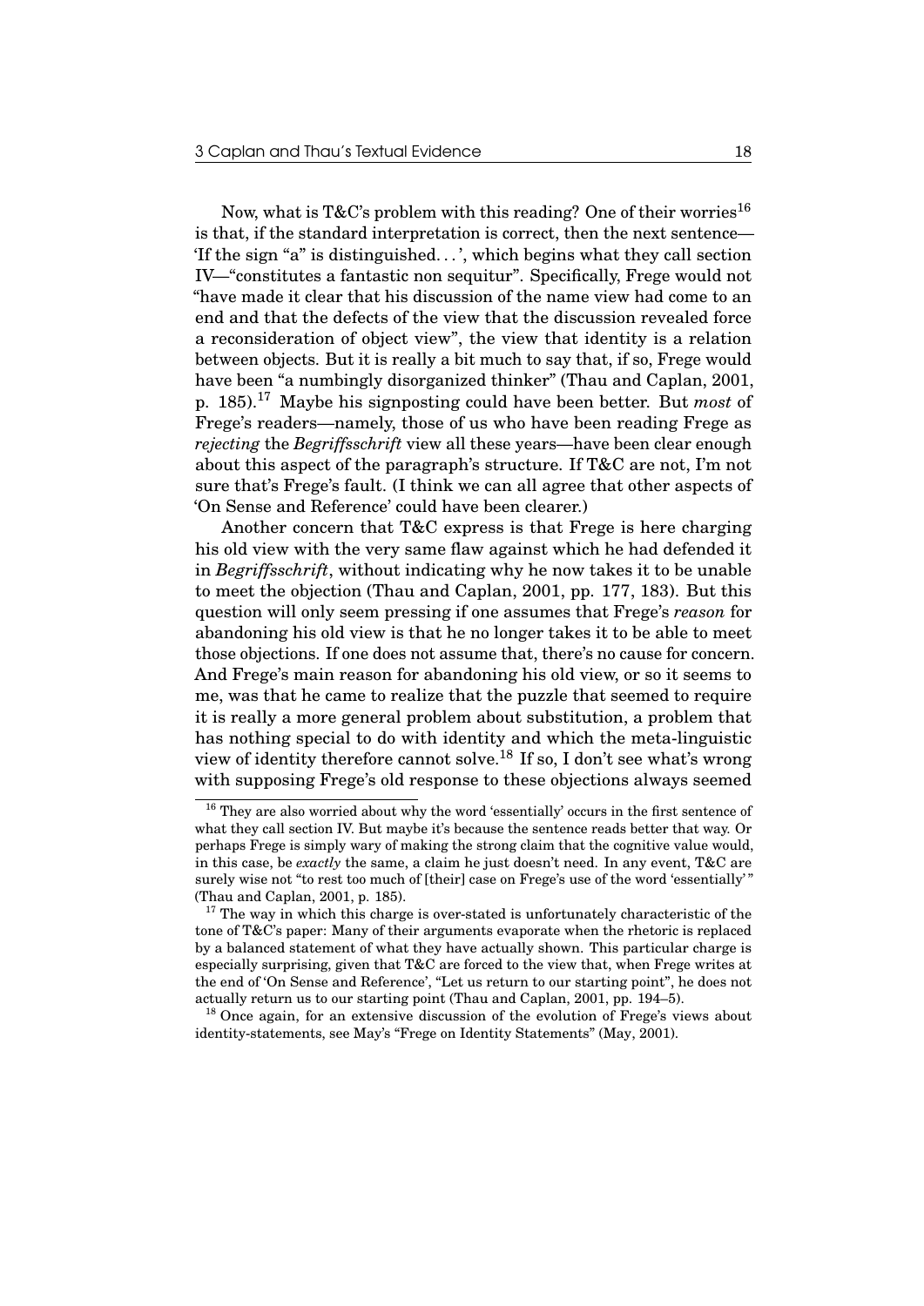Now, what is T&C's problem with this reading? One of their worries[16] is that, if the standard interpretation is correct, then the next sentence—'If the sign "a" is distinguished...', which begins what they call section IV—"constitutes a fantastic non sequitur". Specifically, Frege would not "have made it clear that his discussion of the name view had come to an end and that the defects of the view that the discussion revealed force a reconsideration of object view", the view that identity is a relation between objects. But it is really a bit much to say that, if so, Frege would have been "a numbingly disorganized thinker" (Thau and Caplan, 2001, p. 185).[17] Maybe his signposting could have been better. But *most* of Frege's readers—namely, those of us who have been reading Frege as *rejecting* the *Begriffsschrift* view all these years—have been clear enough about this aspect of the paragraph's structure. If T&C are not, I'm not sure that's Frege's fault. (I think we can all agree that other aspects of 'On Sense and Reference' could have been clearer.)

Another concern that T&C express is that Frege is here charging his old view with the very same flaw against which he had defended it in *Begriffsschrift*, without indicating why he now takes it to be unable to meet the objection (Thau and Caplan, 2001, pp. 177, 183). But this question will only seem pressing if one assumes that Frege's *reason* for abandoning his old view is that he no longer takes it to be able to meet those objections. If one does not assume that, there's no cause for concern. And Frege's main reason for abandoning his old view, or so it seems to me, was that he came to realize that the puzzle that seemed to require it is really a more general problem about substitution, a problem that has nothing special to do with identity and which the meta-linguistic view of identity therefore cannot solve.[18] If so, I don't see what's wrong with supposing Frege's old response to these objections always seemed

---

[16] They are also worried about why the word 'essentially' occurs in the first sentence of what they call section IV. But maybe it's because the sentence reads better that way. Or perhaps Frege is simply wary of making the strong claim that the cognitive value would, in this case, be *exactly* the same, a claim he just doesn't need. In any event, T&C are surely wise not "to rest too much of [their] case on Frege's use of the word 'essentially'" (Thau and Caplan, 2001, p. 185).

[17] The way in which this charge is over-stated is unfortunately characteristic of the tone of T&C's paper: Many of their arguments evaporate when the rhetoric is replaced by a balanced statement of what they have actually shown. This particular charge is especially surprising, given that T&C are forced to the view that, when Frege writes at the end of 'On Sense and Reference', "Let us return to our starting point", he does not actually return us to our starting point (Thau and Caplan, 2001, pp. 194–5).

[18] Once again, for an extensive discussion of the evolution of Frege's views about identity-statements, see May's "Frege on Identity Statements" (May, 2001).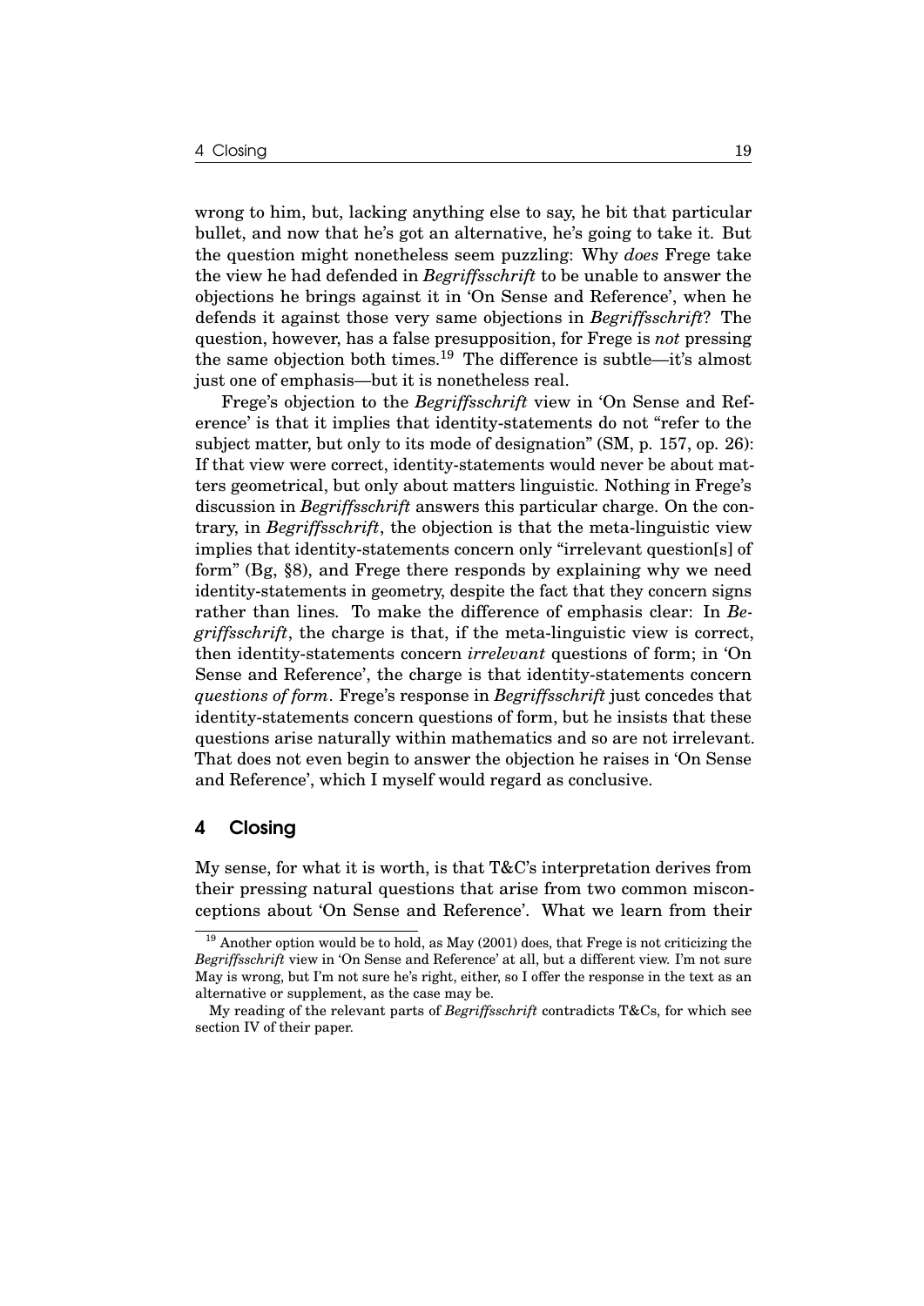wrong to him, but, lacking anything else to say, he bit that particular bullet, and now that he's got an alternative, he's going to take it. But the question might nonetheless seem puzzling: Why *does* Frege take the view he had defended in *Begriffsschrift* to be unable to answer the objections he brings against it in 'On Sense and Reference', when he defends it against those very same objections in *Begriffsschrift*? The question, however, has a false presupposition, for Frege is *not* pressing the same objection both times.[19] The difference is subtle—it's almost just one of emphasis—but it is nonetheless real.

Frege's objection to the *Begriffsschrift* view in 'On Sense and Reference' is that it implies that identity-statements do not "refer to the subject matter, but only to its mode of designation" (SM, p. 157, op. 26): If that view were correct, identity-statements would never be about matters geometrical, but only about matters linguistic. Nothing in Frege's discussion in *Begriffsschrift* answers this particular charge. On the contrary, in *Begriffsschrift*, the objection is that the meta-linguistic view implies that identity-statements concern only "irrelevant question[s] of form" (Bg, §8), and Frege there responds by explaining why we need identity-statements in geometry, despite the fact that they concern signs rather than lines. To make the difference of emphasis clear: In *Begriffsschrift*, the charge is that, if the meta-linguistic view is correct, then identity-statements concern *irrelevant* questions of form; in 'On Sense and Reference', the charge is that identity-statements concern *questions of form*. Frege's response in *Begriffsschrift* just concedes that identity-statements concern questions of form, but he insists that these questions arise naturally within mathematics and so are not irrelevant. That does not even begin to answer the objection he raises in 'On Sense and Reference', which I myself would regard as conclusive.

## 4 Closing

My sense, for what it is worth, is that T&C's interpretation derives from their pressing natural questions that arise from two common misconceptions about 'On Sense and Reference'. What we learn from their

[19] Another option would be to hold, as May (2001) does, that Frege is not criticizing the *Begriffsschrift* view in 'On Sense and Reference' at all, but a different view. I'm not sure May is wrong, but I'm not sure he's right, either, so I offer the response in the text as an alternative or supplement, as the case may be.

My reading of the relevant parts of *Begriffsschrift* contradicts T&Cs, for which see section IV of their paper.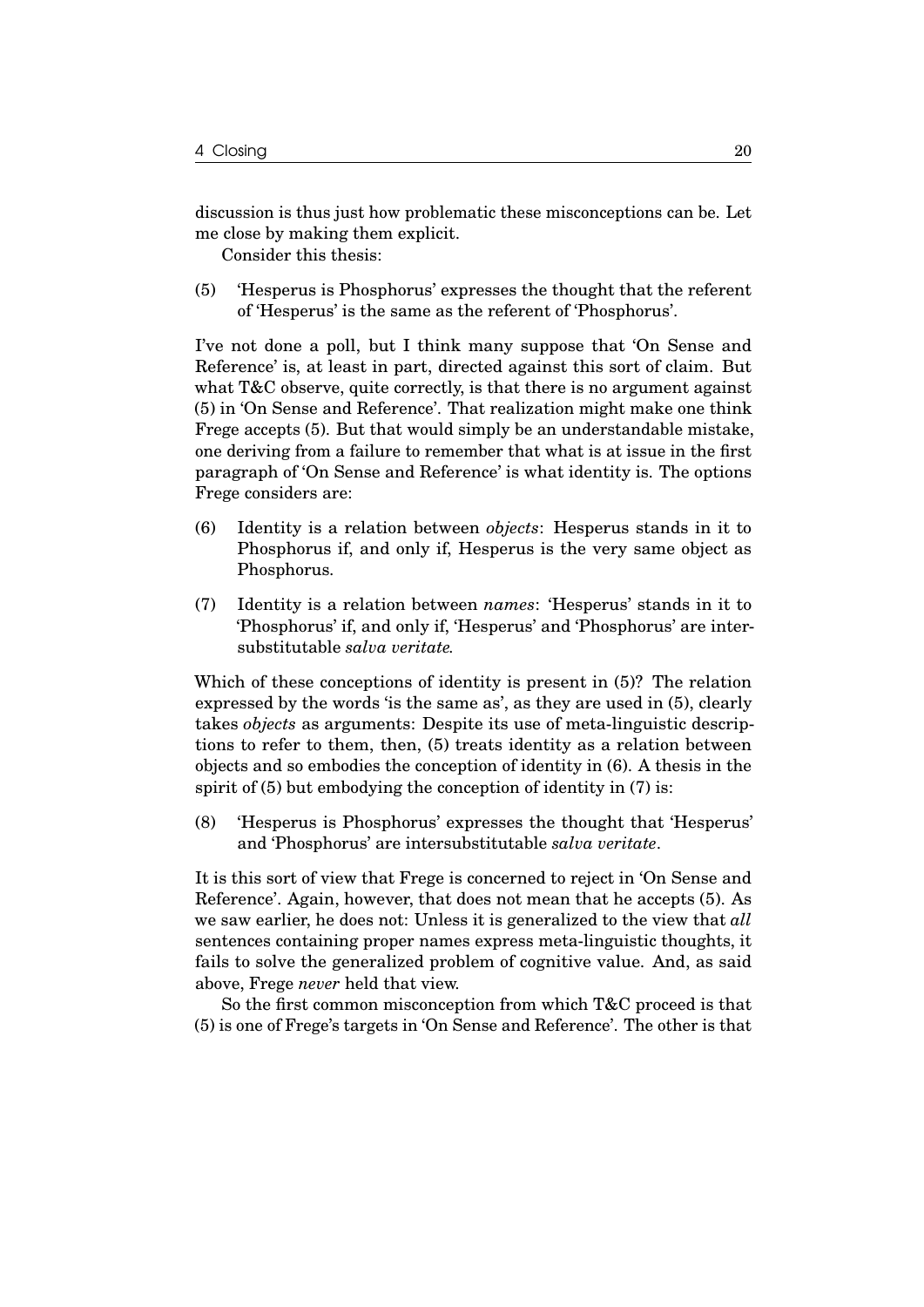discussion is thus just how problematic these misconceptions can be. Let me close by making them explicit.

Consider this thesis:

(5) 'Hesperus is Phosphorus' expresses the thought that the referent of 'Hesperus' is the same as the referent of 'Phosphorus'.

I've not done a poll, but I think many suppose that 'On Sense and Reference' is, at least in part, directed against this sort of claim. But what T&C observe, quite correctly, is that there is no argument against (5) in 'On Sense and Reference'. That realization might make one think Frege accepts (5). But that would simply be an understandable mistake, one deriving from a failure to remember that what is at issue in the first paragraph of 'On Sense and Reference' is what identity is. The options Frege considers are:

(6) Identity is a relation between *objects*: Hesperus stands in it to Phosphorus if, and only if, Hesperus is the very same object as Phosphorus.

(7) Identity is a relation between *names*: 'Hesperus' stands in it to 'Phosphorus' if, and only if, 'Hesperus' and 'Phosphorus' are intersubstitutable *salva veritate*.

Which of these conceptions of identity is present in (5)? The relation expressed by the words 'is the same as', as they are used in (5), clearly takes *objects* as arguments: Despite its use of meta-linguistic descriptions to refer to them, then, (5) treats identity as a relation between objects and so embodies the conception of identity in (6). A thesis in the spirit of (5) but embodying the conception of identity in (7) is:

(8) 'Hesperus is Phosphorus' expresses the thought that 'Hesperus' and 'Phosphorus' are intersubstitutable *salva veritate*.

It is this sort of view that Frege is concerned to reject in 'On Sense and Reference'. Again, however, that does not mean that he accepts (5). As we saw earlier, he does not: Unless it is generalized to the view that *all* sentences containing proper names express meta-linguistic thoughts, it fails to solve the generalized problem of cognitive value. And, as said above, Frege *never* held that view.

So the first common misconception from which T&C proceed is that (5) is one of Frege's targets in 'On Sense and Reference'. The other is that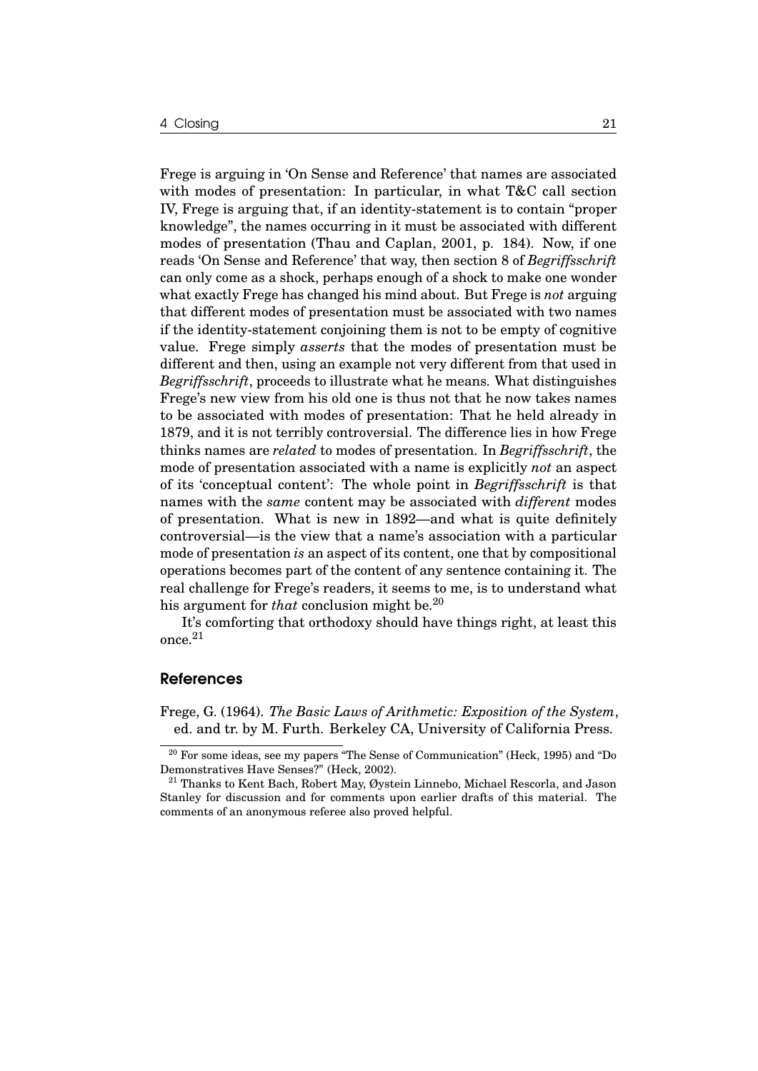Frege is arguing in 'On Sense and Reference' that names are associated with modes of presentation: In particular, in what T&C call section IV, Frege is arguing that, if an identity-statement is to contain "proper knowledge", the names occurring in it must be associated with different modes of presentation (Thau and Caplan, 2001, p. 184). Now, if one reads 'On Sense and Reference' that way, then section 8 of *Begriffsschrift* can only come as a shock, perhaps enough of a shock to make one wonder what exactly Frege has changed his mind about. But Frege is *not* arguing that different modes of presentation must be associated with two names if the identity-statement conjoining them is not to be empty of cognitive value. Frege simply *asserts* that the modes of presentation must be different and then, using an example not very different from that used in *Begriffsschrift*, proceeds to illustrate what he means. What distinguishes Frege's new view from his old one is thus not that he now takes names to be associated with modes of presentation: That he held already in 1879, and it is not terribly controversial. The difference lies in how Frege thinks names are *related* to modes of presentation. In *Begriffsschrift*, the mode of presentation associated with a name is explicitly *not* an aspect of its 'conceptual content': The whole point in *Begriffsschrift* is that names with the *same* content may be associated with *different* modes of presentation. What is new in 1892—and what is quite definitely controversial—is the view that a name's association with a particular mode of presentation *is* an aspect of its content, one that by compositional operations becomes part of the content of any sentence containing it. The real challenge for Frege's readers, it seems to me, is to understand what his argument for *that* conclusion might be.[20]

It's comforting that orthodoxy should have things right, at least this once.[21]

## References

Frege, G. (1964). *The Basic Laws of Arithmetic: Exposition of the System*, ed. and tr. by M. Furth. Berkeley CA, University of California Press.

[20] For some ideas, see my papers "The Sense of Communication" (Heck, 1995) and "Do Demonstratives Have Senses?" (Heck, 2002).

[21] Thanks to Kent Bach, Robert May, Øystein Linnebo, Michael Rescorla, and Jason Stanley for discussion and for comments upon earlier drafts of this material. The comments of an anonymous referee also proved helpful.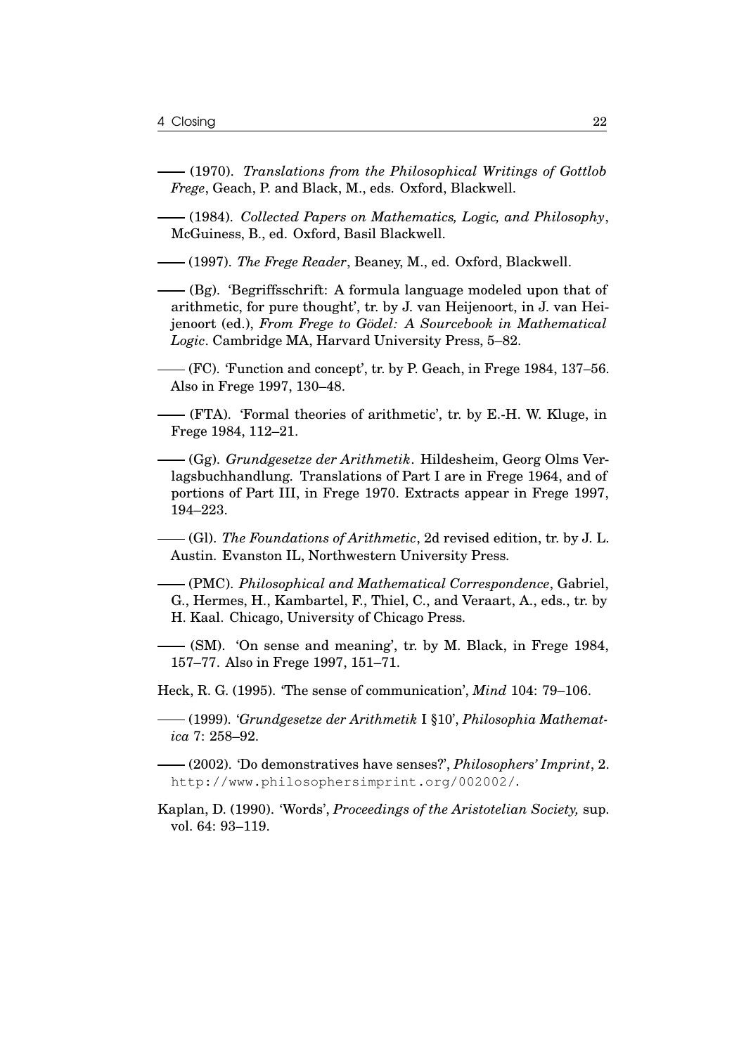—— (1970). *Translations from the Philosophical Writings of Gottlob Frege*, Geach, P. and Black, M., eds. Oxford, Blackwell.

—— (1984). *Collected Papers on Mathematics, Logic, and Philosophy*, McGuiness, B., ed. Oxford, Basil Blackwell.

—— (1997). *The Frege Reader*, Beaney, M., ed. Oxford, Blackwell.

—— (Bg). 'Begriffsschrift: A formula language modeled upon that of arithmetic, for pure thought', tr. by J. van Heijenoort, in J. van Heijenoort (ed.), *From Frege to Gödel: A Sourcebook in Mathematical Logic*. Cambridge MA, Harvard University Press, 5–82.

—— (FC). 'Function and concept', tr. by P. Geach, in Frege 1984, 137–56. Also in Frege 1997, 130–48.

—— (FTA). 'Formal theories of arithmetic', tr. by E.-H. W. Kluge, in Frege 1984, 112–21.

—— (Gg). *Grundgesetze der Arithmetik*. Hildesheim, Georg Olms Verlagsbuchhandlung. Translations of Part I are in Frege 1964, and of portions of Part III, in Frege 1970. Extracts appear in Frege 1997, 194–223.

—— (Gl). *The Foundations of Arithmetic*, 2d revised edition, tr. by J. L. Austin. Evanston IL, Northwestern University Press.

—— (PMC). *Philosophical and Mathematical Correspondence*, Gabriel, G., Hermes, H., Kambartel, F., Thiel, C., and Veraart, A., eds., tr. by H. Kaal. Chicago, University of Chicago Press.

—— (SM). 'On sense and meaning', tr. by M. Black, in Frege 1984, 157–77. Also in Frege 1997, 151–71.

Heck, R. G. (1995). 'The sense of communication', *Mind* 104: 79–106.

—— (1999). '*Grundgesetze der Arithmetik* I §10', *Philosophia Mathematica* 7: 258–92.

—— (2002). 'Do demonstratives have senses?', *Philosophers' Imprint*, 2. http://www.philosophersimprint.org/002002/.

Kaplan, D. (1990). 'Words', *Proceedings of the Aristotelian Society,* sup. vol. 64: 93–119.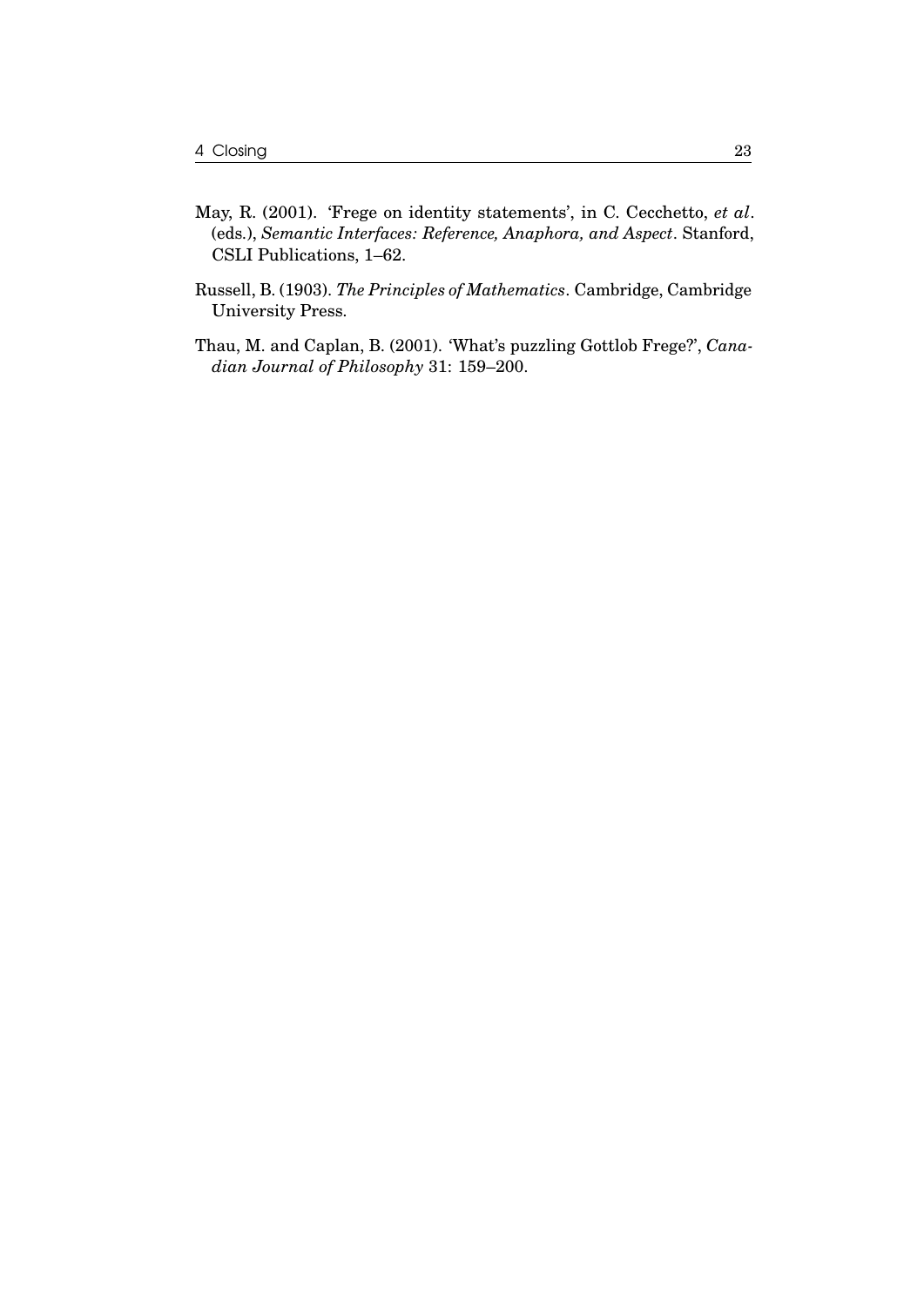May, R. (2001). 'Frege on identity statements', in C. Cecchetto, *et al*. (eds.), *Semantic Interfaces: Reference, Anaphora, and Aspect*. Stanford, CSLI Publications, 1–62.

Russell, B. (1903). *The Principles of Mathematics*. Cambridge, Cambridge University Press.

Thau, M. and Caplan, B. (2001). 'What's puzzling Gottlob Frege?', *Canadian Journal of Philosophy* 31: 159–200.